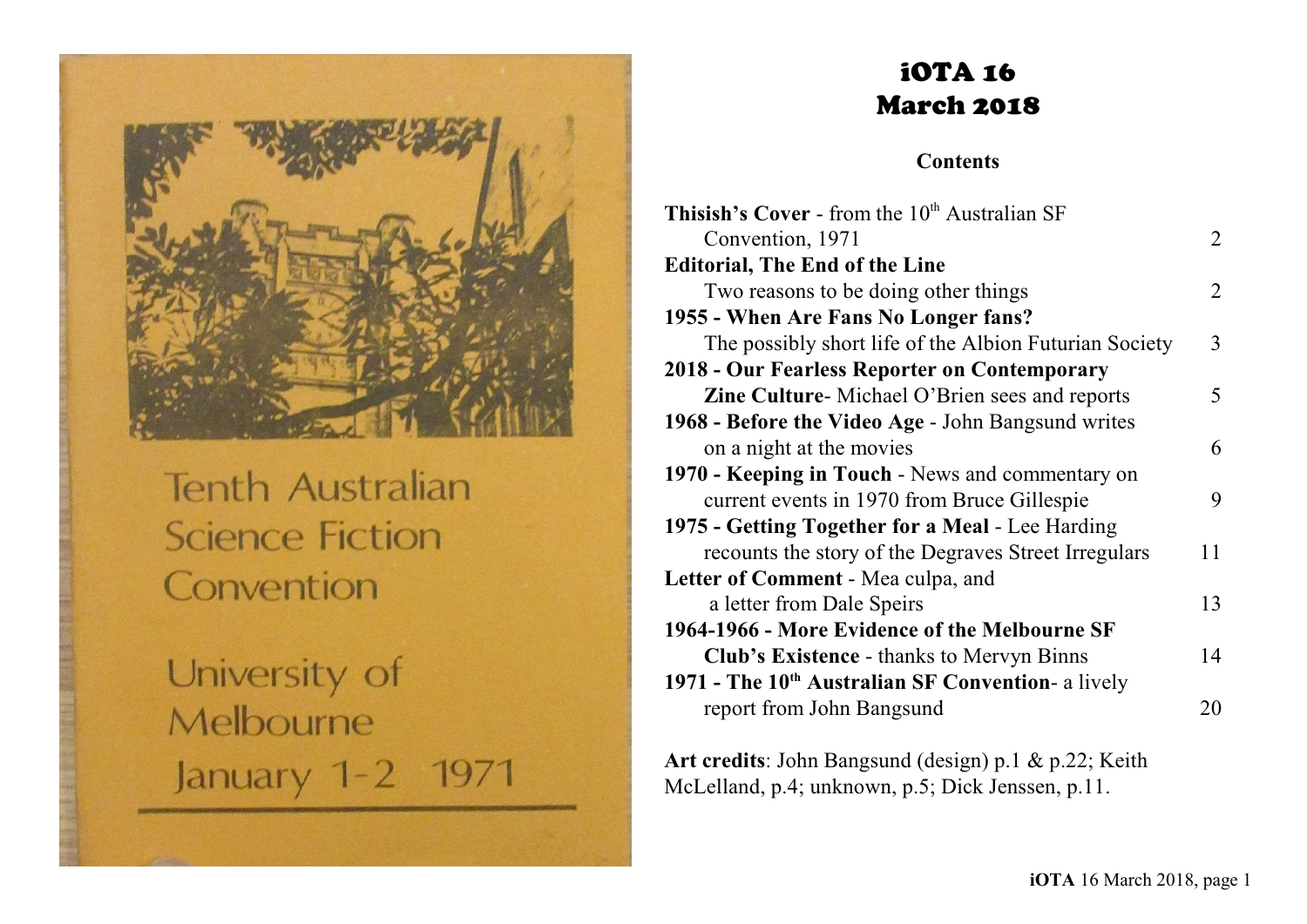Tenth Australian Science Fiction Convention

University of Melbourne

January 1-2 1971

# iOTA 16
# March 2018

## Contents

| | |
|---|---|
| **Thisish's Cover** - from the 10th Australian SF Convention, 1971 | 2 |
| **Editorial, The End of the Line** Two reasons to be doing other things | 2 |
| **1955 - When Are Fans No Longer fans?** The possibly short life of the Albion Futurian Society | 3 |
| **2018 - Our Fearless Reporter on Contemporary Zine Culture**- Michael O'Brien sees and reports | 5 |
| **1968 - Before the Video Age** - John Bangsund writes on a night at the movies | 6 |
| **1970 - Keeping in Touch** - News and commentary on current events in 1970 from Bruce Gillespie | 9 |
| **1975 - Getting Together for a Meal** - Lee Harding recounts the story of the Degraves Street Irregulars | 11 |
| **Letter of Comment** - Mea culpa, and a letter from Dale Speirs | 13 |
| **1964-1966 - More Evidence of the Melbourne SF Club's Existence** - thanks to Mervyn Binns | 14 |
| **1971 - The 10th Australian SF Convention**- a lively report from John Bangsund | 20 |

**Art credits**: John Bangsund (design) p.1 & p.22; Keith McLelland, p.4; unknown, p.5; Dick Jenssen, p.11.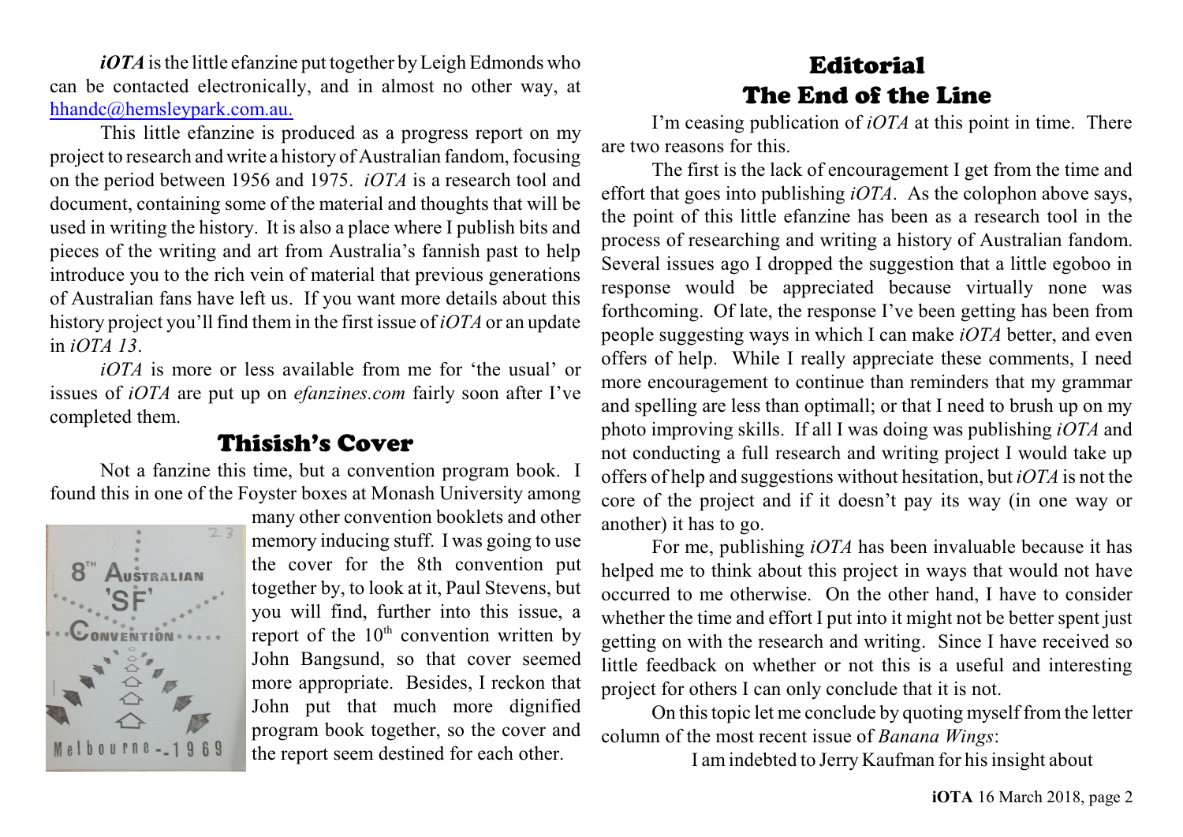*iOTA* is the little efanzine put together by Leigh Edmonds who can be contacted electronically, and in almost no other way, at hhandc@hemsleypark.com.au.

This little efanzine is produced as a progress report on my project to research and write a history of Australian fandom, focusing on the period between 1956 and 1975. *iOTA* is a research tool and document, containing some of the material and thoughts that will be used in writing the history. It is also a place where I publish bits and pieces of the writing and art from Australia's fannish past to help introduce you to the rich vein of material that previous generations of Australian fans have left us. If you want more details about this history project you'll find them in the first issue of *iOTA* or an update in *iOTA 13*.

*iOTA* is more or less available from me for 'the usual' or issues of *iOTA* are put up on *efanzines.com* fairly soon after I've completed them.

## Thisish's Cover

Not a fanzine this time, but a convention program book. I found this in one of the Foyster boxes at Monash University among many other convention booklets and other memory inducing stuff. I was going to use the cover for the 8th convention put together by, to look at it, Paul Stevens, but you will find, further into this issue, a report of the 10th convention written by John Bangsund, so that cover seemed more appropriate. Besides, I reckon that John put that much more dignified program book together, so the cover and the report seem destined for each other.

## Editorial
## The End of the Line

I'm ceasing publication of *iOTA* at this point in time. There are two reasons for this.

The first is the lack of encouragement I get from the time and effort that goes into publishing *iOTA*. As the colophon above says, the point of this little efanzine has been as a research tool in the process of researching and writing a history of Australian fandom. Several issues ago I dropped the suggestion that a little egoboo in response would be appreciated because virtually none was forthcoming. Of late, the response I've been getting has been from people suggesting ways in which I can make *iOTA* better, and even offers of help. While I really appreciate these comments, I need more encouragement to continue than reminders that my grammar and spelling are less than optimall; or that I need to brush up on my photo improving skills. If all I was doing was publishing *iOTA* and not conducting a full research and writing project I would take up offers of help and suggestions without hesitation, but *iOTA* is not the core of the project and if it doesn't pay its way (in one way or another) it has to go.

For me, publishing *iOTA* has been invaluable because it has helped me to think about this project in ways that would not have occurred to me otherwise. On the other hand, I have to consider whether the time and effort I put into it might not be better spent just getting on with the research and writing. Since I have received so little feedback on whether or not this is a useful and interesting project for others I can only conclude that it is not.

On this topic let me conclude by quoting myself from the letter column of the most recent issue of *Banana Wings*:

> I am indebted to Jerry Kaufman for his insight about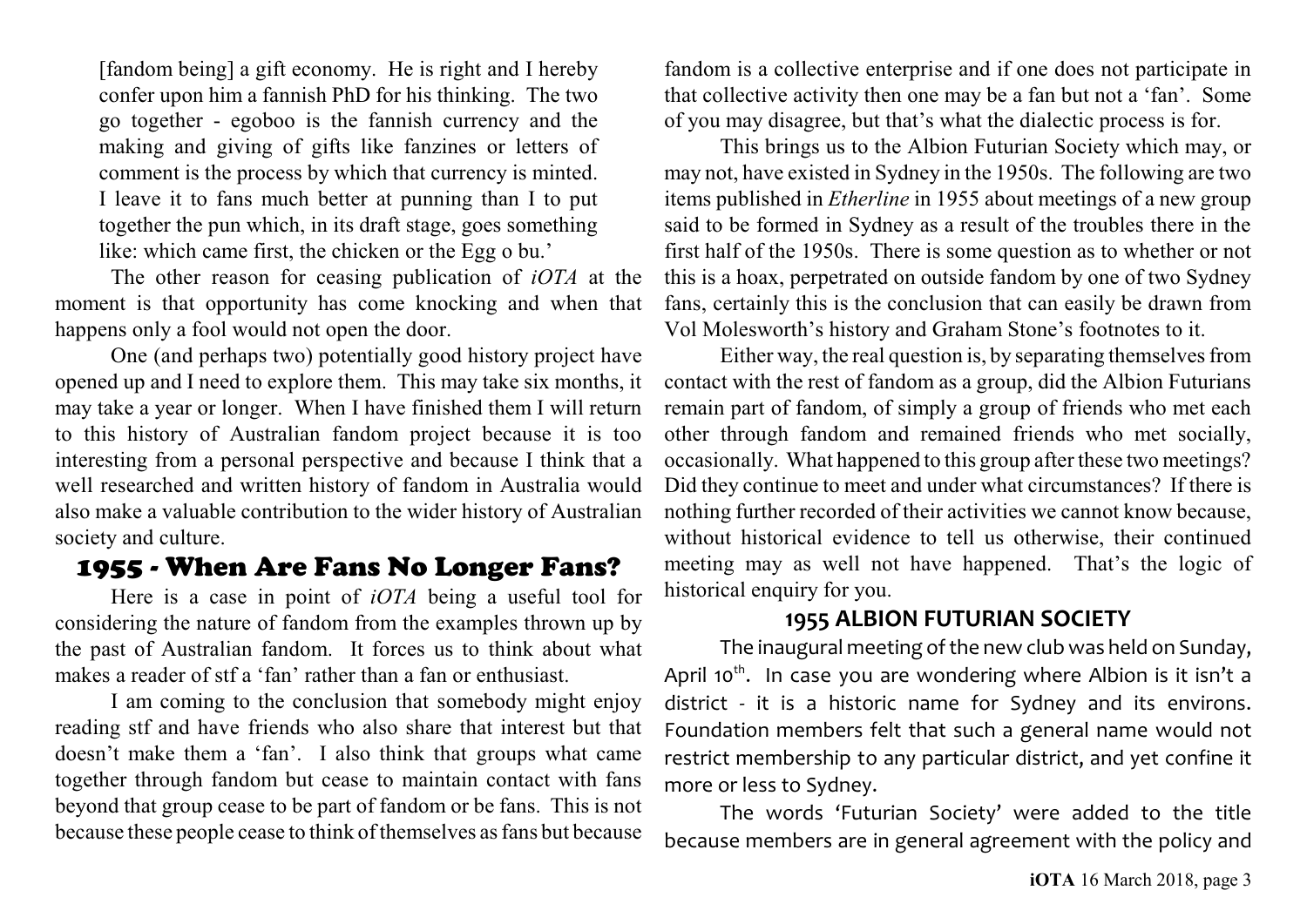[fandom being] a gift economy. He is right and I hereby confer upon him a fannish PhD for his thinking. The two go together - egoboo is the fannish currency and the making and giving of gifts like fanzines or letters of comment is the process by which that currency is minted. I leave it to fans much better at punning than I to put together the pun which, in its draft stage, goes something like: which came first, the chicken or the Egg o bu.'

The other reason for ceasing publication of *iOTA* at the moment is that opportunity has come knocking and when that happens only a fool would not open the door.

One (and perhaps two) potentially good history project have opened up and I need to explore them. This may take six months, it may take a year or longer. When I have finished them I will return to this history of Australian fandom project because it is too interesting from a personal perspective and because I think that a well researched and written history of fandom in Australia would also make a valuable contribution to the wider history of Australian society and culture.

## 1955 - When Are Fans No Longer Fans?

Here is a case in point of *iOTA* being a useful tool for considering the nature of fandom from the examples thrown up by the past of Australian fandom. It forces us to think about what makes a reader of stf a 'fan' rather than a fan or enthusiast.

I am coming to the conclusion that somebody might enjoy reading stf and have friends who also share that interest but that doesn't make them a 'fan'. I also think that groups what came together through fandom but cease to maintain contact with fans beyond that group cease to be part of fandom or be fans. This is not because these people cease to think of themselves as fans but because fandom is a collective enterprise and if one does not participate in that collective activity then one may be a fan but not a 'fan'. Some of you may disagree, but that's what the dialectic process is for.

This brings us to the Albion Futurian Society which may, or may not, have existed in Sydney in the 1950s. The following are two items published in *Etherline* in 1955 about meetings of a new group said to be formed in Sydney as a result of the troubles there in the first half of the 1950s. There is some question as to whether or not this is a hoax, perpetrated on outside fandom by one of two Sydney fans, certainly this is the conclusion that can easily be drawn from Vol Molesworth's history and Graham Stone's footnotes to it.

Either way, the real question is, by separating themselves from contact with the rest of fandom as a group, did the Albion Futurians remain part of fandom, of simply a group of friends who met each other through fandom and remained friends who met socially, occasionally. What happened to this group after these two meetings? Did they continue to meet and under what circumstances? If there is nothing further recorded of their activities we cannot know because, without historical evidence to tell us otherwise, their continued meeting may as well not have happened. That's the logic of historical enquiry for you.

### 1955 ALBION FUTURIAN SOCIETY

The inaugural meeting of the new club was held on Sunday, April 10th. In case you are wondering where Albion is it isn't a district - it is a historic name for Sydney and its environs. Foundation members felt that such a general name would not restrict membership to any particular district, and yet confine it more or less to Sydney.

The words 'Futurian Society' were added to the title because members are in general agreement with the policy and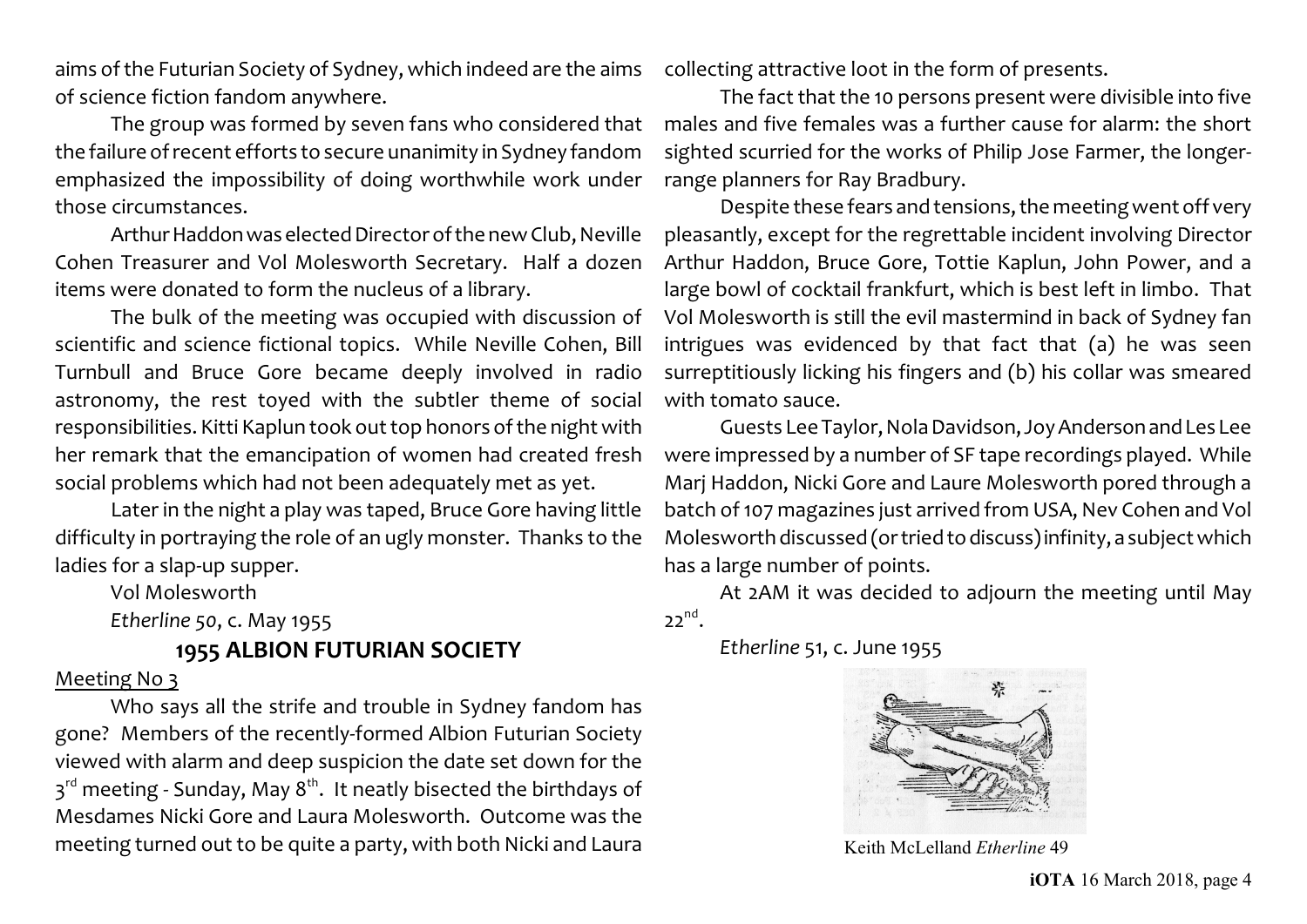aims of the Futurian Society of Sydney, which indeed are the aims of science fiction fandom anywhere.

The group was formed by seven fans who considered that the failure of recent efforts to secure unanimity in Sydney fandom emphasized the impossibility of doing worthwhile work under those circumstances.

Arthur Haddon was elected Director of the new Club, Neville Cohen Treasurer and Vol Molesworth Secretary. Half a dozen items were donated to form the nucleus of a library.

The bulk of the meeting was occupied with discussion of scientific and science fictional topics. While Neville Cohen, Bill Turnbull and Bruce Gore became deeply involved in radio astronomy, the rest toyed with the subtler theme of social responsibilities. Kitti Kaplun took out top honors of the night with her remark that the emancipation of women had created fresh social problems which had not been adequately met as yet.

Later in the night a play was taped, Bruce Gore having little difficulty in portraying the role of an ugly monster. Thanks to the ladies for a slap-up supper.

Vol Molesworth

*Etherline 50*, c. May 1955

## 1955 ALBION FUTURIAN SOCIETY

Meeting No 3

Who says all the strife and trouble in Sydney fandom has gone? Members of the recently-formed Albion Futurian Society viewed with alarm and deep suspicion the date set down for the 3rd meeting - Sunday, May 8th. It neatly bisected the birthdays of Mesdames Nicki Gore and Laura Molesworth. Outcome was the meeting turned out to be quite a party, with both Nicki and Laura collecting attractive loot in the form of presents.

The fact that the 10 persons present were divisible into five males and five females was a further cause for alarm: the short sighted scurried for the works of Philip Jose Farmer, the longer-range planners for Ray Bradbury.

Despite these fears and tensions, the meeting went off very pleasantly, except for the regrettable incident involving Director Arthur Haddon, Bruce Gore, Tottie Kaplun, John Power, and a large bowl of cocktail frankfurt, which is best left in limbo. That Vol Molesworth is still the evil mastermind in back of Sydney fan intrigues was evidenced by that fact that (a) he was seen surreptitiously licking his fingers and (b) his collar was smeared with tomato sauce.

Guests Lee Taylor, Nola Davidson, Joy Anderson and Les Lee were impressed by a number of SF tape recordings played. While Marj Haddon, Nicki Gore and Laure Molesworth pored through a batch of 107 magazines just arrived from USA, Nev Cohen and Vol Molesworth discussed (or tried to discuss) infinity, a subject which has a large number of points.

At 2AM it was decided to adjourn the meeting until May 22nd.

*Etherline* 51, c. June 1955

Keith McLelland *Etherline* 49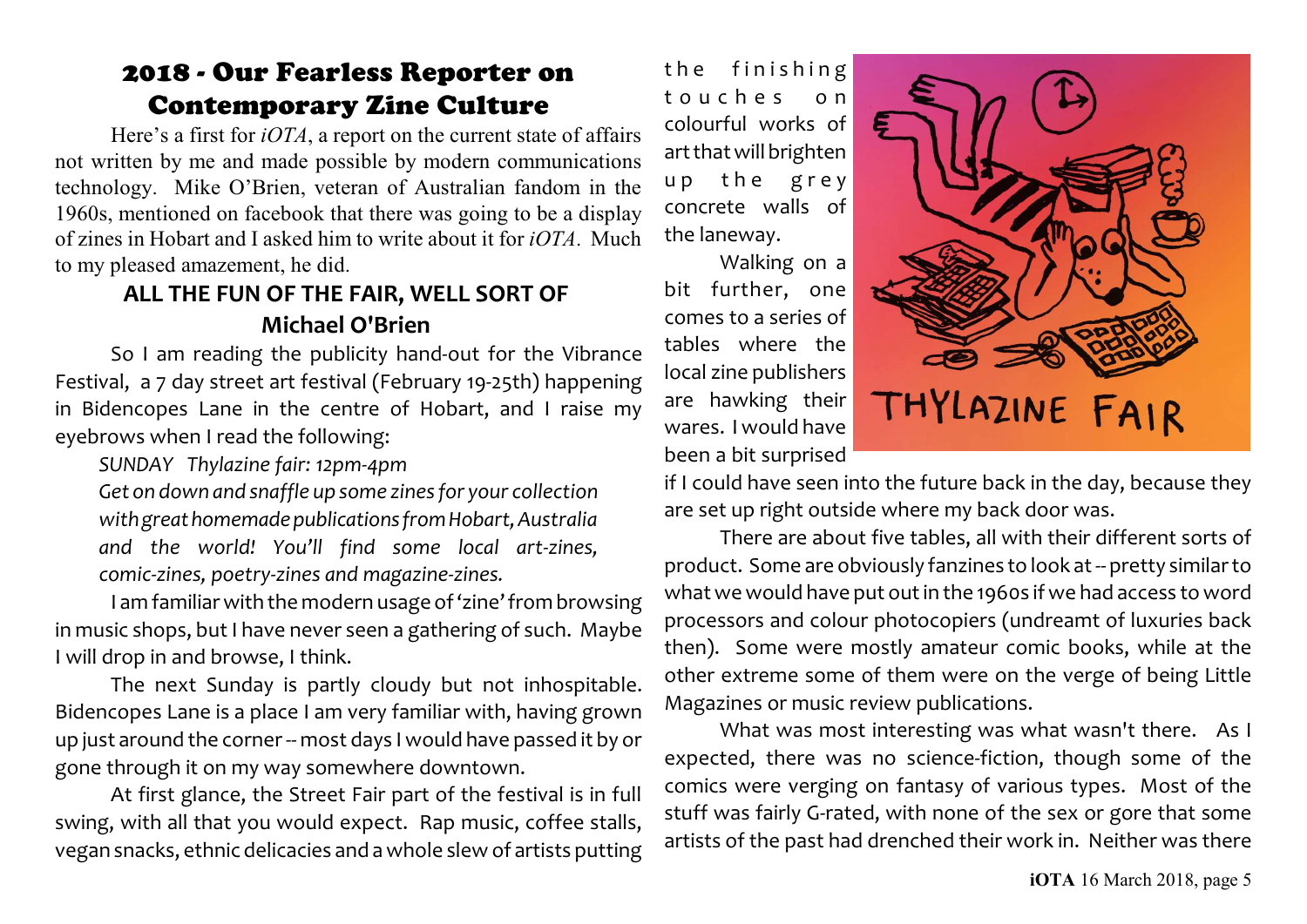## 2018 - Our Fearless Reporter on Contemporary Zine Culture

Here's a first for *iOTA*, a report on the current state of affairs not written by me and made possible by modern communications technology. Mike O'Brien, veteran of Australian fandom in the 1960s, mentioned on facebook that there was going to be a display of zines in Hobart and I asked him to write about it for *iOTA*. Much to my pleased amazement, he did.

### ALL THE FUN OF THE FAIR, WELL SORT OF
### Michael O'Brien

So I am reading the publicity hand-out for the Vibrance Festival, a 7 day street art festival (February 19-25th) happening in Bidencopes Lane in the centre of Hobart, and I raise my eyebrows when I read the following:

*SUNDAY Thylazine fair: 12pm-4pm*
*Get on down and snaffle up some zines for your collection with great homemade publications from Hobart, Australia and the world! You'll find some local art-zines, comic-zines, poetry-zines and magazine-zines.*

I am familiar with the modern usage of 'zine' from browsing in music shops, but I have never seen a gathering of such. Maybe I will drop in and browse, I think.

The next Sunday is partly cloudy but not inhospitable. Bidencopes Lane is a place I am very familiar with, having grown up just around the corner -- most days I would have passed it by or gone through it on my way somewhere downtown.

At first glance, the Street Fair part of the festival is in full swing, with all that you would expect. Rap music, coffee stalls, vegan snacks, ethnic delicacies and a whole slew of artists putting the finishing touches on colourful works of art that will brighten up the grey concrete walls of the laneway.

Walking on a bit further, one comes to a series of tables where the local zine publishers are hawking their wares. I would have been a bit surprised if I could have seen into the future back in the day, because they are set up right outside where my back door was.

THYLAZINE FAIR

There are about five tables, all with their different sorts of product. Some are obviously fanzines to look at -- pretty similar to what we would have put out in the 1960s if we had access to word processors and colour photocopiers (undreamt of luxuries back then). Some were mostly amateur comic books, while at the other extreme some of them were on the verge of being Little Magazines or music review publications.

What was most interesting was what wasn't there. As I expected, there was no science-fiction, though some of the comics were verging on fantasy of various types. Most of the stuff was fairly G-rated, with none of the sex or gore that some artists of the past had drenched their work in. Neither was there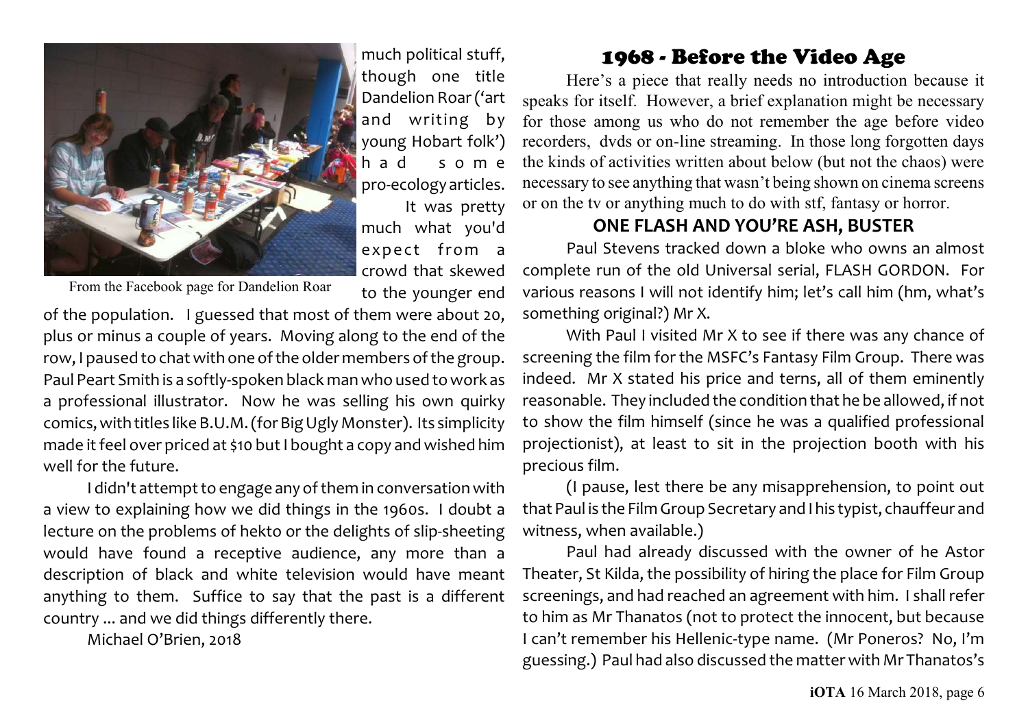From the Facebook page for Dandelion Roar

much political stuff, though one title Dandelion Roar ('art and writing by young Hobart folk') had some pro-ecology articles.

It was pretty much what you'd expect from a crowd that skewed to the younger end of the population. I guessed that most of them were about 20, plus or minus a couple of years. Moving along to the end of the row, I paused to chat with one of the older members of the group. Paul Peart Smith is a softly-spoken black man who used to work as a professional illustrator. Now he was selling his own quirky comics, with titles like B.U.M. (for Big Ugly Monster). Its simplicity made it feel over priced at $10 but I bought a copy and wished him well for the future.

I didn't attempt to engage any of them in conversation with a view to explaining how we did things in the 1960s. I doubt a lecture on the problems of hekto or the delights of slip-sheeting would have found a receptive audience, any more than a description of black and white television would have meant anything to them. Suffice to say that the past is a different country ... and we did things differently there.

Michael O'Brien, 2018

## 1968 - Before the Video Age

Here's a piece that really needs no introduction because it speaks for itself. However, a brief explanation might be necessary for those among us who do not remember the age before video recorders, dvds or on-line streaming. In those long forgotten days the kinds of activities written about below (but not the chaos) were necessary to see anything that wasn't being shown on cinema screens or on the tv or anything much to do with stf, fantasy or horror.

### ONE FLASH AND YOU'RE ASH, BUSTER

Paul Stevens tracked down a bloke who owns an almost complete run of the old Universal serial, FLASH GORDON. For various reasons I will not identify him; let's call him (hm, what's something original?) Mr X.

With Paul I visited Mr X to see if there was any chance of screening the film for the MSFC's Fantasy Film Group. There was indeed. Mr X stated his price and terns, all of them eminently reasonable. They included the condition that he be allowed, if not to show the film himself (since he was a qualified professional projectionist), at least to sit in the projection booth with his precious film.

(I pause, lest there be any misapprehension, to point out that Paul is the Film Group Secretary and I his typist, chauffeur and witness, when available.)

Paul had already discussed with the owner of he Astor Theater, St Kilda, the possibility of hiring the place for Film Group screenings, and had reached an agreement with him. I shall refer to him as Mr Thanatos (not to protect the innocent, but because I can't remember his Hellenic-type name. (Mr Poneros? No, I'm guessing.) Paul had also discussed the matter with Mr Thanatos's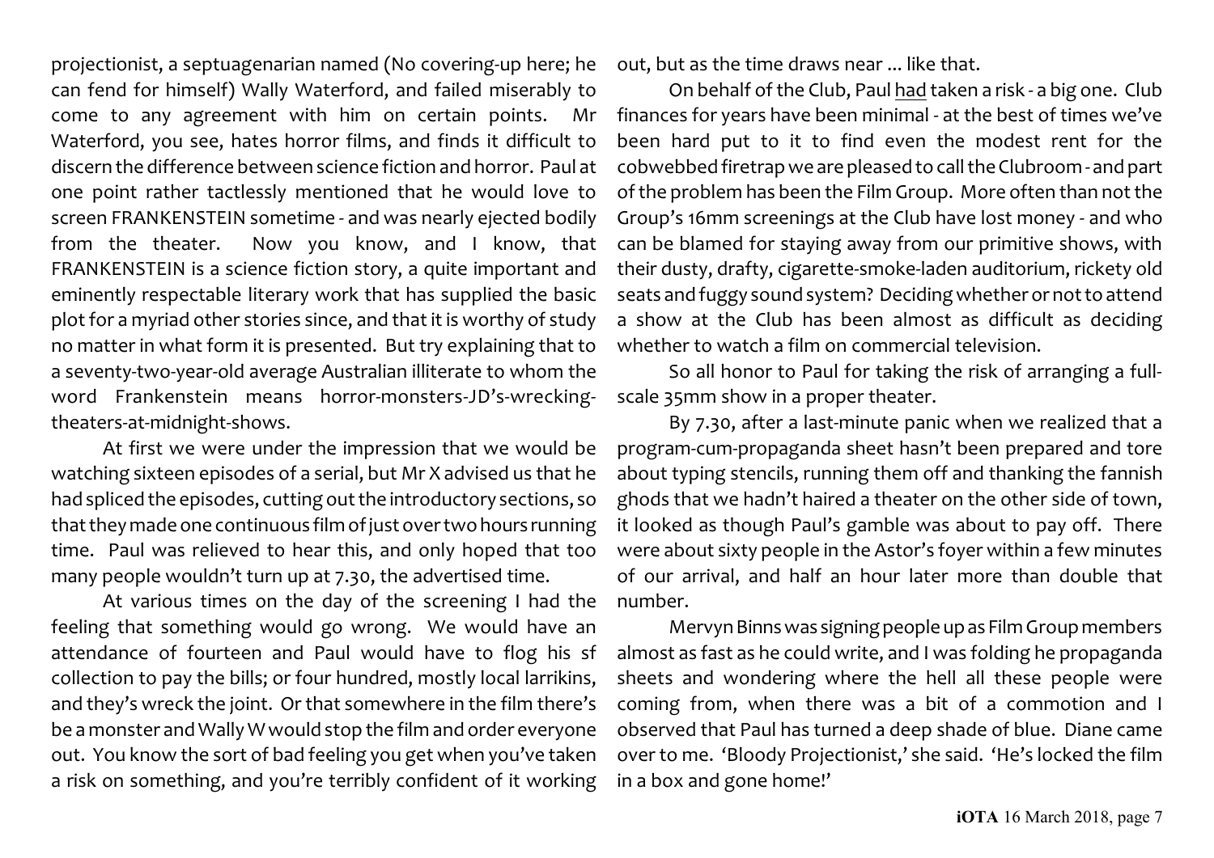projectionist, a septuagenarian named (No covering-up here; he can fend for himself) Wally Waterford, and failed miserably to come to any agreement with him on certain points. Mr Waterford, you see, hates horror films, and finds it difficult to discern the difference between science fiction and horror. Paul at one point rather tactlessly mentioned that he would love to screen FRANKENSTEIN sometime - and was nearly ejected bodily from the theater. Now you know, and I know, that FRANKENSTEIN is a science fiction story, a quite important and eminently respectable literary work that has supplied the basic plot for a myriad other stories since, and that it is worthy of study no matter in what form it is presented. But try explaining that to a seventy-two-year-old average Australian illiterate to whom the word Frankenstein means horror-monsters-JD's-wrecking-theaters-at-midnight-shows.

At first we were under the impression that we would be watching sixteen episodes of a serial, but Mr X advised us that he had spliced the episodes, cutting out the introductory sections, so that they made one continuous film of just over two hours running time. Paul was relieved to hear this, and only hoped that too many people wouldn't turn up at 7.30, the advertised time.

At various times on the day of the screening I had the feeling that something would go wrong. We would have an attendance of fourteen and Paul would have to flog his sf collection to pay the bills; or four hundred, mostly local larrikins, and they's wreck the joint. Or that somewhere in the film there's be a monster and Wally W would stop the film and order everyone out. You know the sort of bad feeling you get when you've taken a risk on something, and you're terribly confident of it working out, but as the time draws near ... like that.

On behalf of the Club, Paul <u>had</u> taken a risk - a big one. Club finances for years have been minimal - at the best of times we've been hard put to it to find even the modest rent for the cobwebbed firetrap we are pleased to call the Clubroom - and part of the problem has been the Film Group. More often than not the Group's 16mm screenings at the Club have lost money - and who can be blamed for staying away from our primitive shows, with their dusty, drafty, cigarette-smoke-laden auditorium, rickety old seats and fuggy sound system? Deciding whether or not to attend a show at the Club has been almost as difficult as deciding whether to watch a film on commercial television.

So all honor to Paul for taking the risk of arranging a full-scale 35mm show in a proper theater.

By 7.30, after a last-minute panic when we realized that a program-cum-propaganda sheet hasn't been prepared and tore about typing stencils, running them off and thanking the fannish ghods that we hadn't haired a theater on the other side of town, it looked as though Paul's gamble was about to pay off. There were about sixty people in the Astor's foyer within a few minutes of our arrival, and half an hour later more than double that number.

Mervyn Binns was signing people up as Film Group members almost as fast as he could write, and I was folding he propaganda sheets and wondering where the hell all these people were coming from, when there was a bit of a commotion and I observed that Paul has turned a deep shade of blue. Diane came over to me. 'Bloody Projectionist,' she said. 'He's locked the film in a box and gone home!'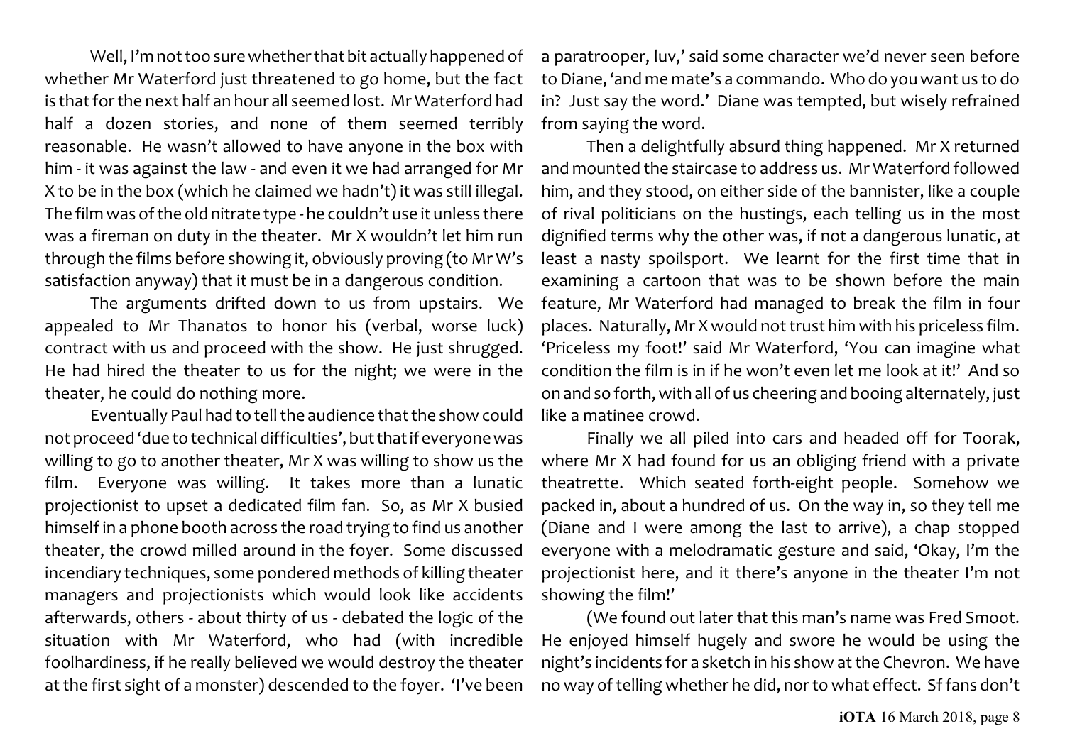Well, I'm not too sure whether that bit actually happened of whether Mr Waterford just threatened to go home, but the fact is that for the next half an hour all seemed lost. Mr Waterford had half a dozen stories, and none of them seemed terribly reasonable. He wasn't allowed to have anyone in the box with him - it was against the law - and even it we had arranged for Mr X to be in the box (which he claimed we hadn't) it was still illegal. The film was of the old nitrate type - he couldn't use it unless there was a fireman on duty in the theater. Mr X wouldn't let him run through the films before showing it, obviously proving (to Mr W's satisfaction anyway) that it must be in a dangerous condition.

The arguments drifted down to us from upstairs. We appealed to Mr Thanatos to honor his (verbal, worse luck) contract with us and proceed with the show. He just shrugged. He had hired the theater to us for the night; we were in the theater, he could do nothing more.

Eventually Paul had to tell the audience that the show could not proceed 'due to technical difficulties', but that if everyone was willing to go to another theater, Mr X was willing to show us the film. Everyone was willing. It takes more than a lunatic projectionist to upset a dedicated film fan. So, as Mr X busied himself in a phone booth across the road trying to find us another theater, the crowd milled around in the foyer. Some discussed incendiary techniques, some pondered methods of killing theater managers and projectionists which would look like accidents afterwards, others - about thirty of us - debated the logic of the situation with Mr Waterford, who had (with incredible foolhardiness, if he really believed we would destroy the theater at the first sight of a monster) descended to the foyer. 'I've been a paratrooper, luv,' said some character we'd never seen before to Diane, 'and me mate's a commando. Who do you want us to do in? Just say the word.' Diane was tempted, but wisely refrained from saying the word.

Then a delightfully absurd thing happened. Mr X returned and mounted the staircase to address us. Mr Waterford followed him, and they stood, on either side of the bannister, like a couple of rival politicians on the hustings, each telling us in the most dignified terms why the other was, if not a dangerous lunatic, at least a nasty spoilsport. We learnt for the first time that in examining a cartoon that was to be shown before the main feature, Mr Waterford had managed to break the film in four places. Naturally, Mr X would not trust him with his priceless film. 'Priceless my foot!' said Mr Waterford, 'You can imagine what condition the film is in if he won't even let me look at it!' And so on and so forth, with all of us cheering and booing alternately, just like a matinee crowd.

Finally we all piled into cars and headed off for Toorak, where Mr X had found for us an obliging friend with a private theatrette. Which seated forth-eight people. Somehow we packed in, about a hundred of us. On the way in, so they tell me (Diane and I were among the last to arrive), a chap stopped everyone with a melodramatic gesture and said, 'Okay, I'm the projectionist here, and it there's anyone in the theater I'm not showing the film!'

(We found out later that this man's name was Fred Smoot. He enjoyed himself hugely and swore he would be using the night's incidents for a sketch in his show at the Chevron. We have no way of telling whether he did, nor to what effect. Sf fans don't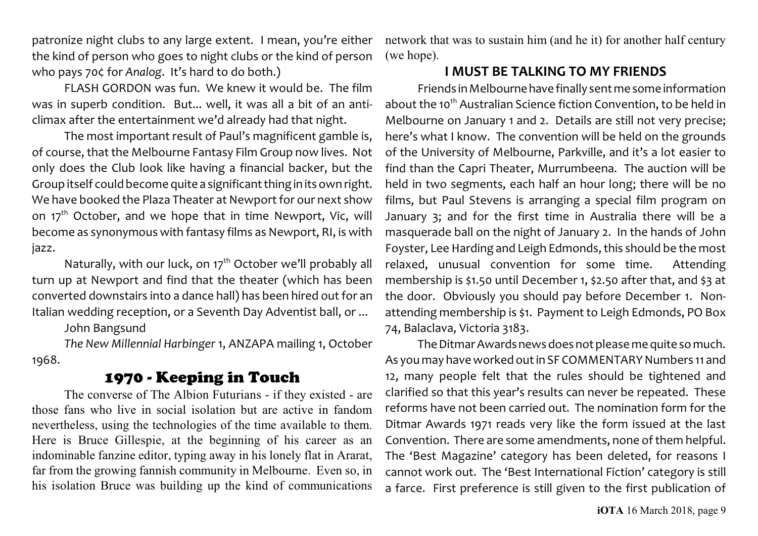patronize night clubs to any large extent. I mean, you're either the kind of person who goes to night clubs or the kind of person who pays 70¢ for *Analog*. It's hard to do both.)

FLASH GORDON was fun. We knew it would be. The film was in superb condition. But... well, it was all a bit of an anti-climax after the entertainment we'd already had that night.

The most important result of Paul's magnificent gamble is, of course, that the Melbourne Fantasy Film Group now lives. Not only does the Club look like having a financial backer, but the Group itself could become quite a significant thing in its own right. We have booked the Plaza Theater at Newport for our next show on 17th October, and we hope that in time Newport, Vic, will become as synonymous with fantasy films as Newport, RI, is with jazz.

Naturally, with our luck, on 17th October we'll probably all turn up at Newport and find that the theater (which has been converted downstairs into a dance hall) has been hired out for an Italian wedding reception, or a Seventh Day Adventist ball, or ...

John Bangsund

*The New Millennial Harbinger* 1, ANZAPA mailing 1, October 1968.

## 1970 - Keeping in Touch

The converse of The Albion Futurians - if they existed - are those fans who live in social isolation but are active in fandom nevertheless, using the technologies of the time available to them. Here is Bruce Gillespie, at the beginning of his career as an indominable fanzine editor, typing away in his lonely flat in Ararat, far from the growing fannish community in Melbourne. Even so, in his isolation Bruce was building up the kind of communications network that was to sustain him (and he it) for another half century (we hope).

### I MUST BE TALKING TO MY FRIENDS

Friends in Melbourne have finally sent me some information about the 10th Australian Science fiction Convention, to be held in Melbourne on January 1 and 2. Details are still not very precise; here's what I know. The convention will be held on the grounds of the University of Melbourne, Parkville, and it's a lot easier to find than the Capri Theater, Murrumbeena. The auction will be held in two segments, each half an hour long; there will be no films, but Paul Stevens is arranging a special film program on January 3; and for the first time in Australia there will be a masquerade ball on the night of January 2. In the hands of John Foyster, Lee Harding and Leigh Edmonds, this should be the most relaxed, unusual convention for some time. Attending membership is $1.50 until December 1, $2.50 after that, and $3 at the door. Obviously you should pay before December 1. Non-attending membership is $1. Payment to Leigh Edmonds, PO Box 74, Balaclava, Victoria 3183.

The Ditmar Awards news does not please me quite so much. As you may have worked out in SF COMMENTARY Numbers 11 and 12, many people felt that the rules should be tightened and clarified so that this year's results can never be repeated. These reforms have not been carried out. The nomination form for the Ditmar Awards 1971 reads very like the form issued at the last Convention. There are some amendments, none of them helpful. The 'Best Magazine' category has been deleted, for reasons I cannot work out. The 'Best International Fiction' category is still a farce. First preference is still given to the first publication of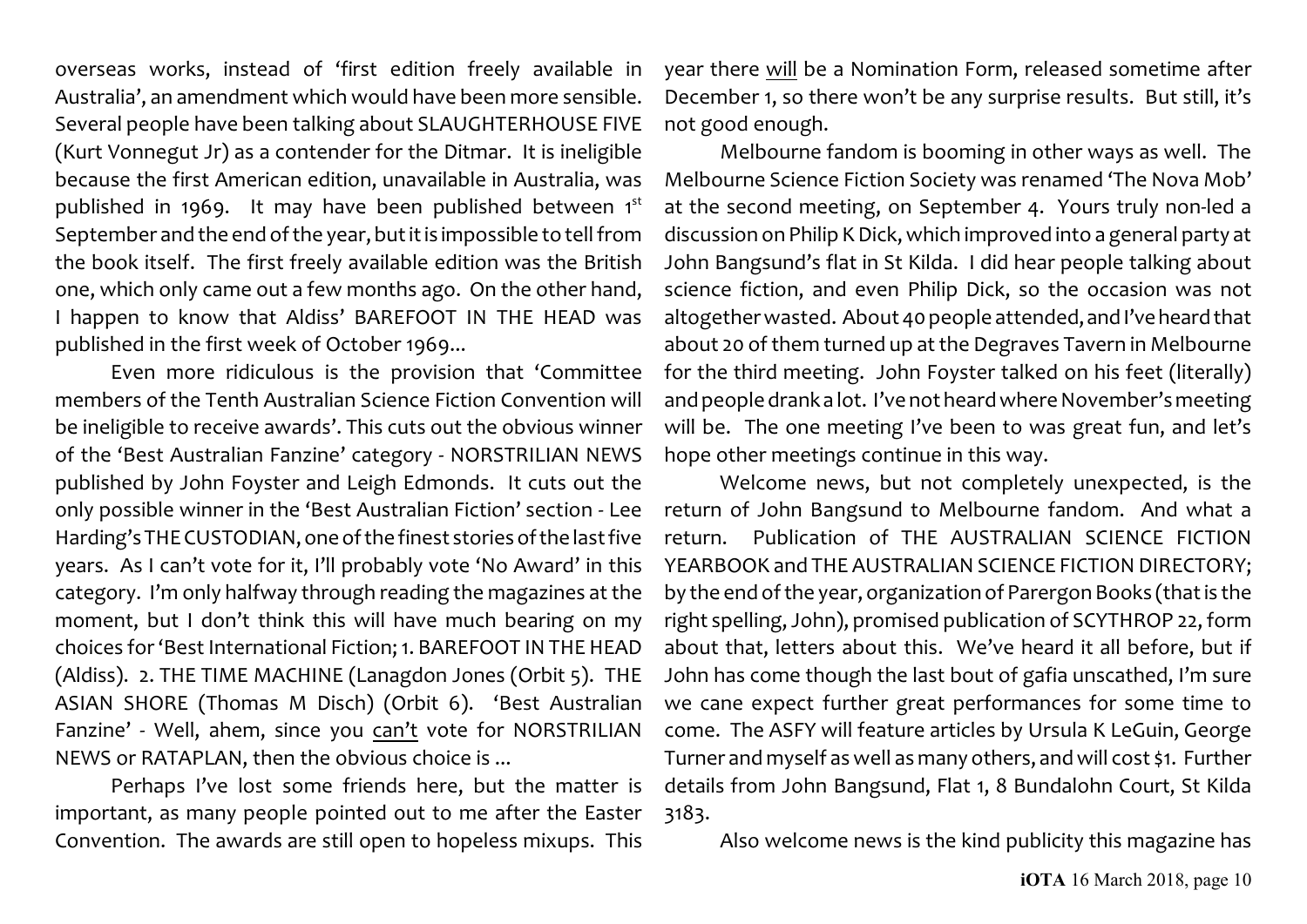overseas works, instead of 'first edition freely available in Australia', an amendment which would have been more sensible. Several people have been talking about SLAUGHTERHOUSE FIVE (Kurt Vonnegut Jr) as a contender for the Ditmar. It is ineligible because the first American edition, unavailable in Australia, was published in 1969. It may have been published between 1st September and the end of the year, but it is impossible to tell from the book itself. The first freely available edition was the British one, which only came out a few months ago. On the other hand, I happen to know that Aldiss' BAREFOOT IN THE HEAD was published in the first week of October 1969...

Even more ridiculous is the provision that 'Committee members of the Tenth Australian Science Fiction Convention will be ineligible to receive awards'. This cuts out the obvious winner of the 'Best Australian Fanzine' category - NORSTRILIAN NEWS published by John Foyster and Leigh Edmonds. It cuts out the only possible winner in the 'Best Australian Fiction' section - Lee Harding's THE CUSTODIAN, one of the finest stories of the last five years. As I can't vote for it, I'll probably vote 'No Award' in this category. I'm only halfway through reading the magazines at the moment, but I don't think this will have much bearing on my choices for 'Best International Fiction; 1. BAREFOOT IN THE HEAD (Aldiss). 2. THE TIME MACHINE (Lanagdon Jones (Orbit 5). THE ASIAN SHORE (Thomas M Disch) (Orbit 6). 'Best Australian Fanzine' - Well, ahem, since you can't vote for NORSTRILIAN NEWS or RATAPLAN, then the obvious choice is ...

Perhaps I've lost some friends here, but the matter is important, as many people pointed out to me after the Easter Convention. The awards are still open to hopeless mixups. This year there will be a Nomination Form, released sometime after December 1, so there won't be any surprise results. But still, it's not good enough.

Melbourne fandom is booming in other ways as well. The Melbourne Science Fiction Society was renamed 'The Nova Mob' at the second meeting, on September 4. Yours truly non-led a discussion on Philip K Dick, which improved into a general party at John Bangsund's flat in St Kilda. I did hear people talking about science fiction, and even Philip Dick, so the occasion was not altogether wasted. About 40 people attended, and I've heard that about 20 of them turned up at the Degraves Tavern in Melbourne for the third meeting. John Foyster talked on his feet (literally) and people drank a lot. I've not heard where November's meeting will be. The one meeting I've been to was great fun, and let's hope other meetings continue in this way.

Welcome news, but not completely unexpected, is the return of John Bangsund to Melbourne fandom. And what a return. Publication of THE AUSTRALIAN SCIENCE FICTION YEARBOOK and THE AUSTRALIAN SCIENCE FICTION DIRECTORY; by the end of the year, organization of Parergon Books (that is the right spelling, John), promised publication of SCYTHROP 22, form about that, letters about this. We've heard it all before, but if John has come though the last bout of gafia unscathed, I'm sure we cane expect further great performances for some time to come. The ASFY will feature articles by Ursula K LeGuin, George Turner and myself as well as many others, and will cost $1. Further details from John Bangsund, Flat 1, 8 Bundalohn Court, St Kilda 3183.

Also welcome news is the kind publicity this magazine has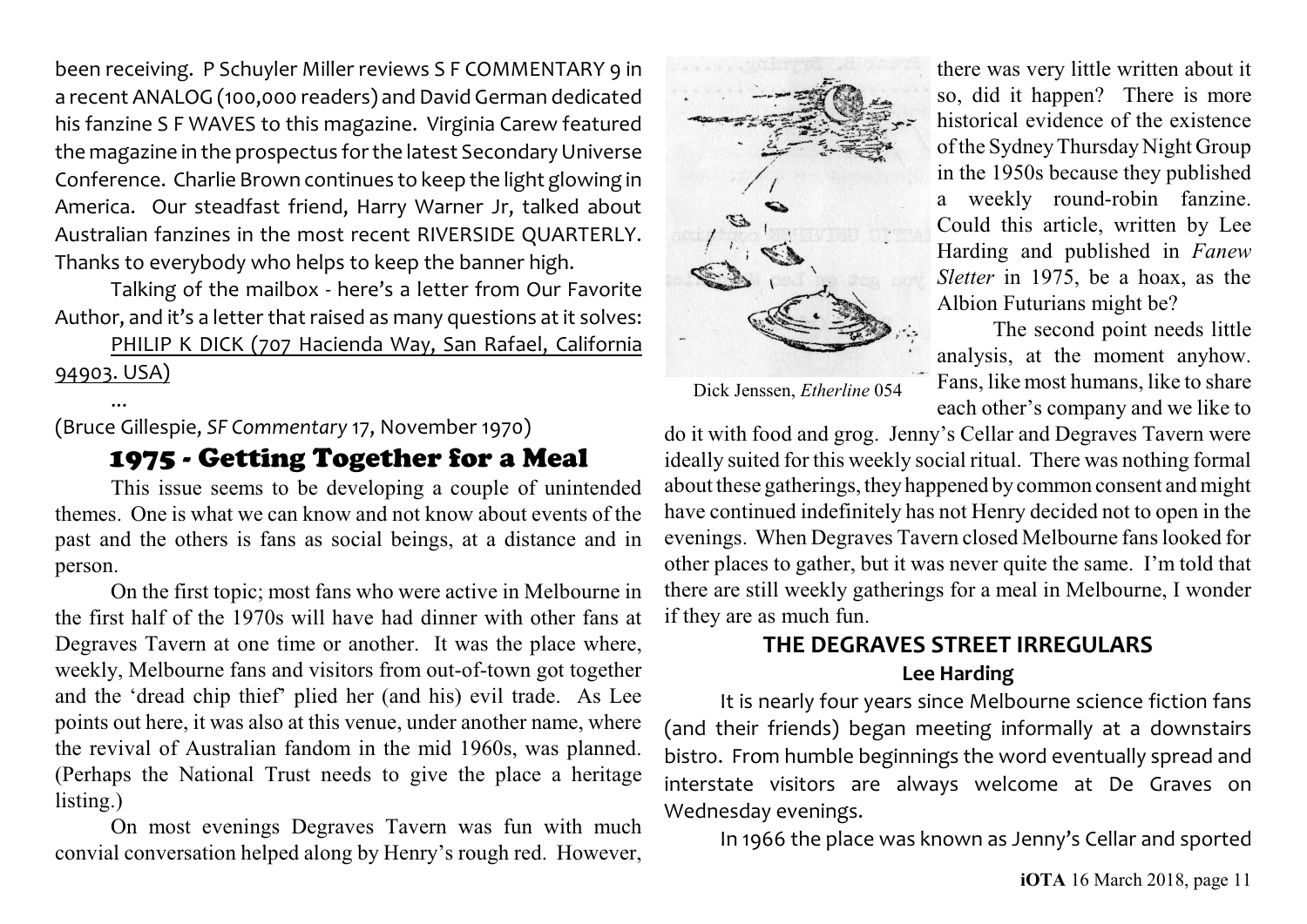been receiving. P Schuyler Miller reviews S F COMMENTARY 9 in a recent ANALOG (100,000 readers) and David German dedicated his fanzine S F WAVES to this magazine. Virginia Carew featured the magazine in the prospectus for the latest Secondary Universe Conference. Charlie Brown continues to keep the light glowing in America. Our steadfast friend, Harry Warner Jr, talked about Australian fanzines in the most recent RIVERSIDE QUARTERLY. Thanks to everybody who helps to keep the banner high.

Talking of the mailbox - here's a letter from Our Favorite Author, and it's a letter that raised as many questions at it solves:

PHILIP K DICK (707 Hacienda Way, San Rafael, California 94903. USA)

...

(Bruce Gillespie, *SF Commentary* 17, November 1970)

## 1975 - Getting Together for a Meal

This issue seems to be developing a couple of unintended themes. One is what we can know and not know about events of the past and the others is fans as social beings, at a distance and in person.

On the first topic; most fans who were active in Melbourne in the first half of the 1970s will have had dinner with other fans at Degraves Tavern at one time or another. It was the place where, weekly, Melbourne fans and visitors from out-of-town got together and the 'dread chip thief' plied her (and his) evil trade. As Lee points out here, it was also at this venue, under another name, where the revival of Australian fandom in the mid 1960s, was planned. (Perhaps the National Trust needs to give the place a heritage listing.)

On most evenings Degraves Tavern was fun with much convial conversation helped along by Henry's rough red. However, there was very little written about it so, did it happen? There is more historical evidence of the existence of the Sydney Thursday Night Group in the 1950s because they published a weekly round-robin fanzine. Could this article, written by Lee Harding and published in *Fanew Sletter* in 1975, be a hoax, as the Albion Futurians might be?

Dick Jenssen, *Etherline* 054

The second point needs little analysis, at the moment anyhow. Fans, like most humans, like to share each other's company and we like to do it with food and grog. Jenny's Cellar and Degraves Tavern were ideally suited for this weekly social ritual. There was nothing formal about these gatherings, they happened by common consent and might have continued indefinitely has not Henry decided not to open in the evenings. When Degraves Tavern closed Melbourne fans looked for other places to gather, but it was never quite the same. I'm told that there are still weekly gatherings for a meal in Melbourne, I wonder if they are as much fun.

### THE DEGRAVES STREET IRREGULARS

**Lee Harding**

It is nearly four years since Melbourne science fiction fans (and their friends) began meeting informally at a downstairs bistro. From humble beginnings the word eventually spread and interstate visitors are always welcome at De Graves on Wednesday evenings.

In 1966 the place was known as Jenny's Cellar and sported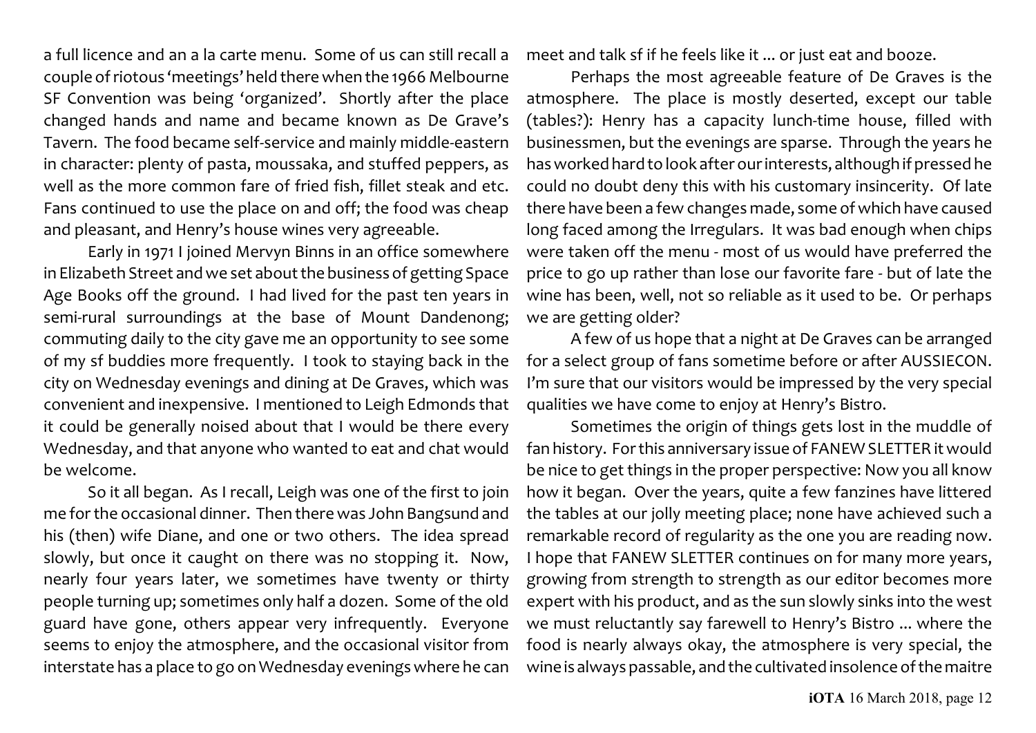a full licence and an a la carte menu. Some of us can still recall a couple of riotous 'meetings' held there when the 1966 Melbourne SF Convention was being 'organized'. Shortly after the place changed hands and name and became known as De Grave's Tavern. The food became self-service and mainly middle-eastern in character: plenty of pasta, moussaka, and stuffed peppers, as well as the more common fare of fried fish, fillet steak and etc. Fans continued to use the place on and off; the food was cheap and pleasant, and Henry's house wines very agreeable.

Early in 1971 I joined Mervyn Binns in an office somewhere in Elizabeth Street and we set about the business of getting Space Age Books off the ground. I had lived for the past ten years in semi-rural surroundings at the base of Mount Dandenong; commuting daily to the city gave me an opportunity to see some of my sf buddies more frequently. I took to staying back in the city on Wednesday evenings and dining at De Graves, which was convenient and inexpensive. I mentioned to Leigh Edmonds that it could be generally noised about that I would be there every Wednesday, and that anyone who wanted to eat and chat would be welcome.

So it all began. As I recall, Leigh was one of the first to join me for the occasional dinner. Then there was John Bangsund and his (then) wife Diane, and one or two others. The idea spread slowly, but once it caught on there was no stopping it. Now, nearly four years later, we sometimes have twenty or thirty people turning up; sometimes only half a dozen. Some of the old guard have gone, others appear very infrequently. Everyone seems to enjoy the atmosphere, and the occasional visitor from interstate has a place to go on Wednesday evenings where he can meet and talk sf if he feels like it ... or just eat and booze.

Perhaps the most agreeable feature of De Graves is the atmosphere. The place is mostly deserted, except our table (tables?): Henry has a capacity lunch-time house, filled with businessmen, but the evenings are sparse. Through the years he has worked hard to look after our interests, although if pressed he could no doubt deny this with his customary insincerity. Of late there have been a few changes made, some of which have caused long faced among the Irregulars. It was bad enough when chips were taken off the menu - most of us would have preferred the price to go up rather than lose our favorite fare - but of late the wine has been, well, not so reliable as it used to be. Or perhaps we are getting older?

A few of us hope that a night at De Graves can be arranged for a select group of fans sometime before or after AUSSIECON. I'm sure that our visitors would be impressed by the very special qualities we have come to enjoy at Henry's Bistro.

Sometimes the origin of things gets lost in the muddle of fan history. For this anniversary issue of FANEW SLETTER it would be nice to get things in the proper perspective: Now you all know how it began. Over the years, quite a few fanzines have littered the tables at our jolly meeting place; none have achieved such a remarkable record of regularity as the one you are reading now. I hope that FANEW SLETTER continues on for many more years, growing from strength to strength as our editor becomes more expert with his product, and as the sun slowly sinks into the west we must reluctantly say farewell to Henry's Bistro ... where the food is nearly always okay, the atmosphere is very special, the wine is always passable, and the cultivated insolence of the maitre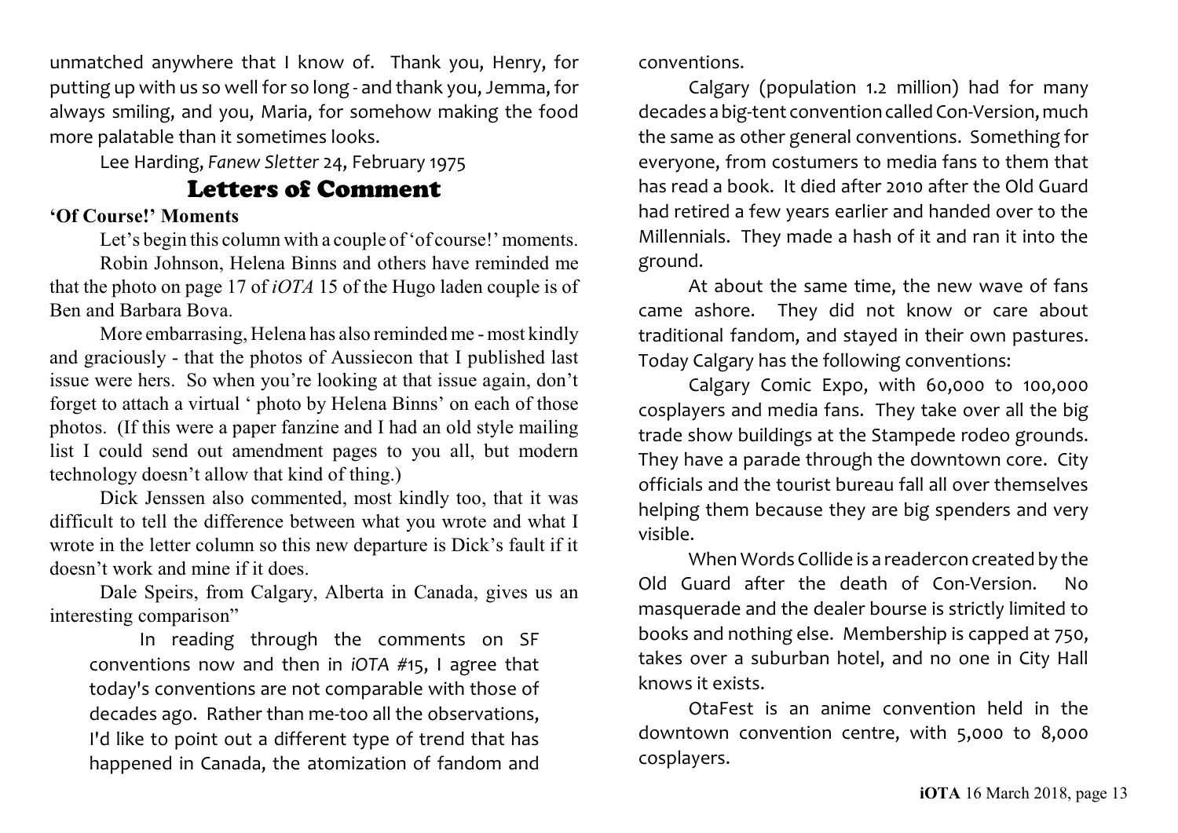unmatched anywhere that I know of. Thank you, Henry, for putting up with us so well for so long - and thank you, Jemma, for always smiling, and you, Maria, for somehow making the food more palatable than it sometimes looks.

Lee Harding, *Fanew Sletter* 24, February 1975

## Letters of Comment

**'Of Course!' Moments**

Let's begin this column with a couple of 'of course!' moments.

Robin Johnson, Helena Binns and others have reminded me that the photo on page 17 of *iOTA* 15 of the Hugo laden couple is of Ben and Barbara Bova.

More embarrasing, Helena has also reminded me - most kindly and graciously - that the photos of Aussiecon that I published last issue were hers. So when you're looking at that issue again, don't forget to attach a virtual ' photo by Helena Binns' on each of those photos. (If this were a paper fanzine and I had an old style mailing list I could send out amendment pages to you all, but modern technology doesn't allow that kind of thing.)

Dick Jenssen also commented, most kindly too, that it was difficult to tell the difference between what you wrote and what I wrote in the letter column so this new departure is Dick's fault if it doesn't work and mine if it does.

Dale Speirs, from Calgary, Alberta in Canada, gives us an interesting comparison"

> In reading through the comments on SF conventions now and then in *iOTA* #15, I agree that today's conventions are not comparable with those of decades ago. Rather than me-too all the observations, I'd like to point out a different type of trend that has happened in Canada, the atomization of fandom and conventions.
>
> Calgary (population 1.2 million) had for many decades a big-tent convention called Con-Version, much the same as other general conventions. Something for everyone, from costumers to media fans to them that has read a book. It died after 2010 after the Old Guard had retired a few years earlier and handed over to the Millennials. They made a hash of it and ran it into the ground.
>
> At about the same time, the new wave of fans came ashore. They did not know or care about traditional fandom, and stayed in their own pastures. Today Calgary has the following conventions:
>
> Calgary Comic Expo, with 60,000 to 100,000 cosplayers and media fans. They take over all the big trade show buildings at the Stampede rodeo grounds. They have a parade through the downtown core. City officials and the tourist bureau fall all over themselves helping them because they are big spenders and very visible.
>
> When Words Collide is a readercon created by the Old Guard after the death of Con-Version. No masquerade and the dealer bourse is strictly limited to books and nothing else. Membership is capped at 750, takes over a suburban hotel, and no one in City Hall knows it exists.
>
> OtaFest is an anime convention held in the downtown convention centre, with 5,000 to 8,000 cosplayers.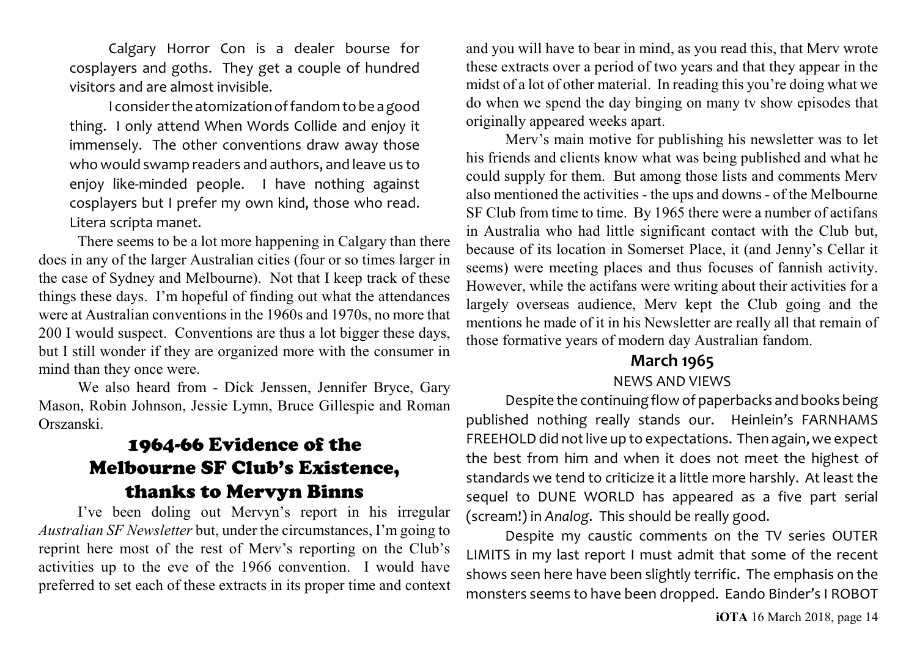Calgary Horror Con is a dealer bourse for cosplayers and goths. They get a couple of hundred visitors and are almost invisible.

I consider the atomization of fandom to be a good thing. I only attend When Words Collide and enjoy it immensely. The other conventions draw away those who would swamp readers and authors, and leave us to enjoy like-minded people. I have nothing against cosplayers but I prefer my own kind, those who read. Litera scripta manet.

There seems to be a lot more happening in Calgary than there does in any of the larger Australian cities (four or so times larger in the case of Sydney and Melbourne). Not that I keep track of these things these days. I'm hopeful of finding out what the attendances were at Australian conventions in the 1960s and 1970s, no more that 200 I would suspect. Conventions are thus a lot bigger these days, but I still wonder if they are organized more with the consumer in mind than they once were.

We also heard from - Dick Jenssen, Jennifer Bryce, Gary Mason, Robin Johnson, Jessie Lymn, Bruce Gillespie and Roman Orszanski.

## 1964-66 Evidence of the Melbourne SF Club's Existence, thanks to Mervyn Binns

I've been doling out Mervyn's report in his irregular *Australian SF Newsletter* but, under the circumstances, I'm going to reprint here most of the rest of Merv's reporting on the Club's activities up to the eve of the 1966 convention. I would have preferred to set each of these extracts in its proper time and context and you will have to bear in mind, as you read this, that Merv wrote these extracts over a period of two years and that they appear in the midst of a lot of other material. In reading this you're doing what we do when we spend the day binging on many tv show episodes that originally appeared weeks apart.

Merv's main motive for publishing his newsletter was to let his friends and clients know what was being published and what he could supply for them. But among those lists and comments Merv also mentioned the activities - the ups and downs - of the Melbourne SF Club from time to time. By 1965 there were a number of actifans in Australia who had little significant contact with the Club but, because of its location in Somerset Place, it (and Jenny's Cellar it seems) were meeting places and thus focuses of fannish activity. However, while the actifans were writing about their activities for a largely overseas audience, Merv kept the Club going and the mentions he made of it in his Newsletter are really all that remain of those formative years of modern day Australian fandom.

### March 1965

NEWS AND VIEWS

Despite the continuing flow of paperbacks and books being published nothing really stands our. Heinlein's FARNHAMS FREEHOLD did not live up to expectations. Then again, we expect the best from him and when it does not meet the highest of standards we tend to criticize it a little more harshly. At least the sequel to DUNE WORLD has appeared as a five part serial (scream!) in *Analog*. This should be really good.

Despite my caustic comments on the TV series OUTER LIMITS in my last report I must admit that some of the recent shows seen here have been slightly terrific. The emphasis on the monsters seems to have been dropped. Eando Binder's I ROBOT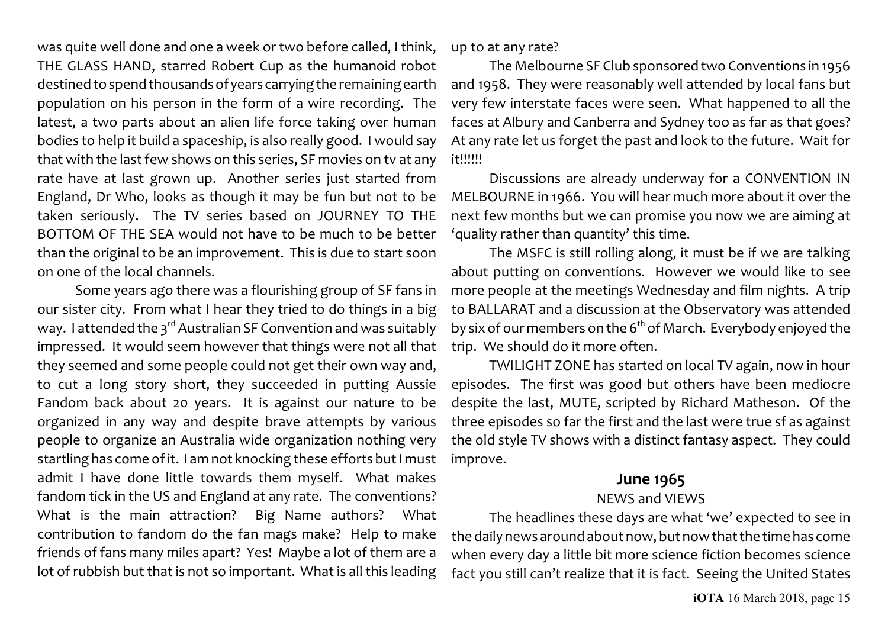was quite well done and one a week or two before called, I think, THE GLASS HAND, starred Robert Cup as the humanoid robot destined to spend thousands of years carrying the remaining earth population on his person in the form of a wire recording. The latest, a two parts about an alien life force taking over human bodies to help it build a spaceship, is also really good. I would say that with the last few shows on this series, SF movies on tv at any rate have at last grown up. Another series just started from England, Dr Who, looks as though it may be fun but not to be taken seriously. The TV series based on JOURNEY TO THE BOTTOM OF THE SEA would not have to be much to be better than the original to be an improvement. This is due to start soon on one of the local channels.

Some years ago there was a flourishing group of SF fans in our sister city. From what I hear they tried to do things in a big way. I attended the 3rd Australian SF Convention and was suitably impressed. It would seem however that things were not all that they seemed and some people could not get their own way and, to cut a long story short, they succeeded in putting Aussie Fandom back about 20 years. It is against our nature to be organized in any way and despite brave attempts by various people to organize an Australia wide organization nothing very startling has come of it. I am not knocking these efforts but I must admit I have done little towards them myself. What makes fandom tick in the US and England at any rate. The conventions? What is the main attraction? Big Name authors? What contribution to fandom do the fan mags make? Help to make friends of fans many miles apart? Yes! Maybe a lot of them are a lot of rubbish but that is not so important. What is all this leading up to at any rate?

The Melbourne SF Club sponsored two Conventions in 1956 and 1958. They were reasonably well attended by local fans but very few interstate faces were seen. What happened to all the faces at Albury and Canberra and Sydney too as far as that goes? At any rate let us forget the past and look to the future. Wait for it!!!!!!

Discussions are already underway for a CONVENTION IN MELBOURNE in 1966. You will hear much more about it over the next few months but we can promise you now we are aiming at 'quality rather than quantity' this time.

The MSFC is still rolling along, it must be if we are talking about putting on conventions. However we would like to see more people at the meetings Wednesday and film nights. A trip to BALLARAT and a discussion at the Observatory was attended by six of our members on the 6th of March. Everybody enjoyed the trip. We should do it more often.

TWILIGHT ZONE has started on local TV again, now in hour episodes. The first was good but others have been mediocre despite the last, MUTE, scripted by Richard Matheson. Of the three episodes so far the first and the last were true sf as against the old style TV shows with a distinct fantasy aspect. They could improve.

## June 1965

NEWS and VIEWS

The headlines these days are what 'we' expected to see in the daily news around about now, but now that the time has come when every day a little bit more science fiction becomes science fact you still can't realize that it is fact. Seeing the United States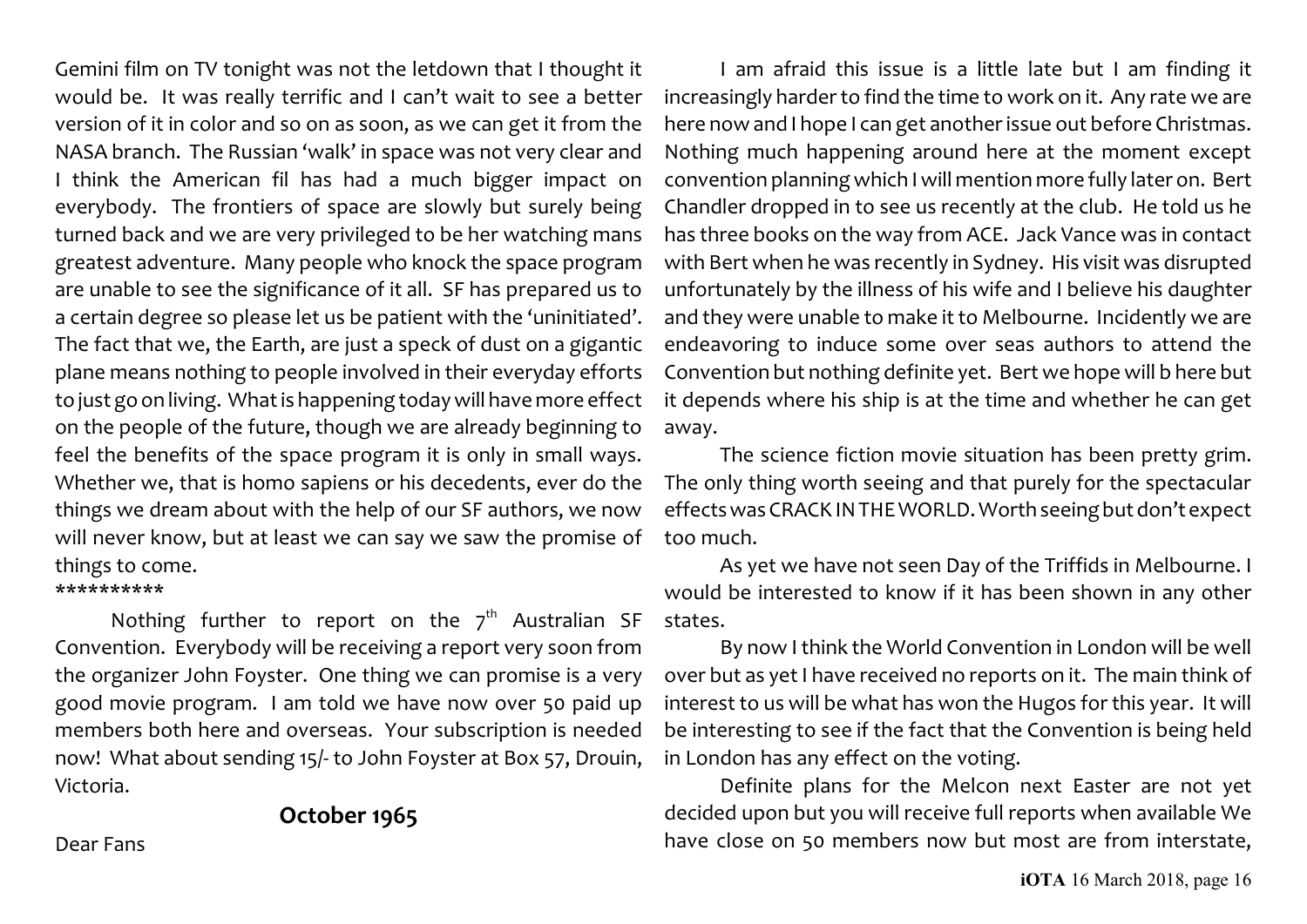Gemini film on TV tonight was not the letdown that I thought it would be. It was really terrific and I can't wait to see a better version of it in color and so on as soon, as we can get it from the NASA branch. The Russian 'walk' in space was not very clear and I think the American fil has had a much bigger impact on everybody. The frontiers of space are slowly but surely being turned back and we are very privileged to be her watching mans greatest adventure. Many people who knock the space program are unable to see the significance of it all. SF has prepared us to a certain degree so please let us be patient with the 'uninitiated'. The fact that we, the Earth, are just a speck of dust on a gigantic plane means nothing to people involved in their everyday efforts to just go on living. What is happening today will have more effect on the people of the future, though we are already beginning to feel the benefits of the space program it is only in small ways. Whether we, that is homo sapiens or his decedents, ever do the things we dream about with the help of our SF authors, we now will never know, but at least we can say we saw the promise of things to come.

**********

Nothing further to report on the 7th Australian SF Convention. Everybody will be receiving a report very soon from the organizer John Foyster. One thing we can promise is a very good movie program. I am told we have now over 50 paid up members both here and overseas. Your subscription is needed now! What about sending 15/- to John Foyster at Box 57, Drouin, Victoria.

## October 1965

Dear Fans

I am afraid this issue is a little late but I am finding it increasingly harder to find the time to work on it. Any rate we are here now and I hope I can get another issue out before Christmas. Nothing much happening around here at the moment except convention planning which I will mention more fully later on. Bert Chandler dropped in to see us recently at the club. He told us he has three books on the way from ACE. Jack Vance was in contact with Bert when he was recently in Sydney. His visit was disrupted unfortunately by the illness of his wife and I believe his daughter and they were unable to make it to Melbourne. Incidently we are endeavoring to induce some over seas authors to attend the Convention but nothing definite yet. Bert we hope will b here but it depends where his ship is at the time and whether he can get away.

The science fiction movie situation has been pretty grim. The only thing worth seeing and that purely for the spectacular effects was CRACK IN THE WORLD. Worth seeing but don't expect too much.

As yet we have not seen Day of the Triffids in Melbourne. I would be interested to know if it has been shown in any other states.

By now I think the World Convention in London will be well over but as yet I have received no reports on it. The main think of interest to us will be what has won the Hugos for this year. It will be interesting to see if the fact that the Convention is being held in London has any effect on the voting.

Definite plans for the Melcon next Easter are not yet decided upon but you will receive full reports when available We have close on 50 members now but most are from interstate,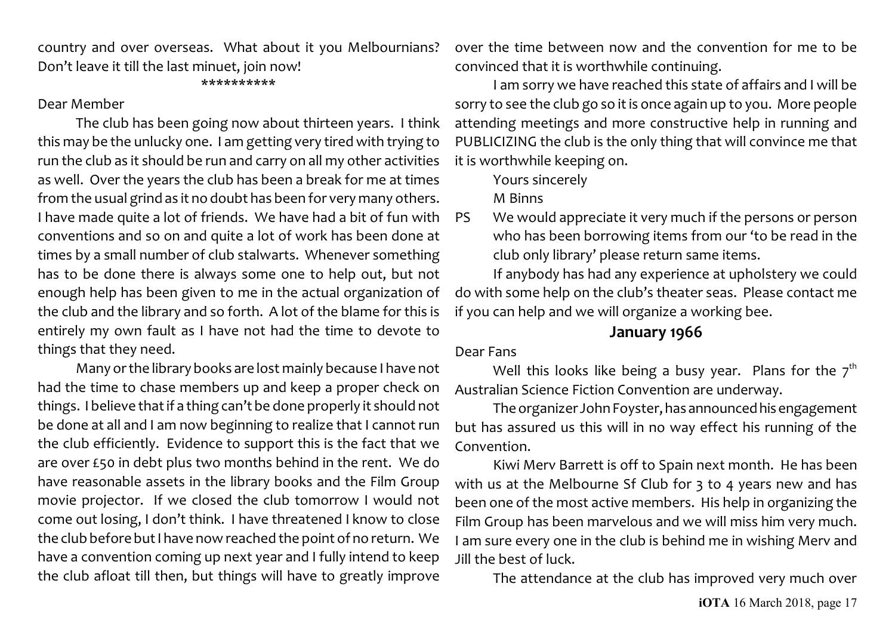country and over overseas. What about it you Melbournians? Don't leave it till the last minuet, join now!

\*\*\*\*\*\*\*\*\*\*

Dear Member

The club has been going now about thirteen years. I think this may be the unlucky one. I am getting very tired with trying to run the club as it should be run and carry on all my other activities as well. Over the years the club has been a break for me at times from the usual grind as it no doubt has been for very many others. I have made quite a lot of friends. We have had a bit of fun with conventions and so on and quite a lot of work has been done at times by a small number of club stalwarts. Whenever something has to be done there is always some one to help out, but not enough help has been given to me in the actual organization of the club and the library and so forth. A lot of the blame for this is entirely my own fault as I have not had the time to devote to things that they need.

Many or the library books are lost mainly because I have not had the time to chase members up and keep a proper check on things. I believe that if a thing can't be done properly it should not be done at all and I am now beginning to realize that I cannot run the club efficiently. Evidence to support this is the fact that we are over £50 in debt plus two months behind in the rent. We do have reasonable assets in the library books and the Film Group movie projector. If we closed the club tomorrow I would not come out losing, I don't think. I have threatened I know to close the club before but I have now reached the point of no return. We have a convention coming up next year and I fully intend to keep the club afloat till then, but things will have to greatly improve over the time between now and the convention for me to be convinced that it is worthwhile continuing.

I am sorry we have reached this state of affairs and I will be sorry to see the club go so it is once again up to you. More people attending meetings and more constructive help in running and PUBLICIZING the club is the only thing that will convince me that it is worthwhile keeping on.

Yours sincerely

M Binns

PS We would appreciate it very much if the persons or person who has been borrowing items from our 'to be read in the club only library' please return same items.

If anybody has had any experience at upholstery we could do with some help on the club's theater seas. Please contact me if you can help and we will organize a working bee.

## January 1966

Dear Fans

Well this looks like being a busy year. Plans for the 7th Australian Science Fiction Convention are underway.

The organizer John Foyster, has announced his engagement but has assured us this will in no way effect his running of the Convention.

Kiwi Merv Barrett is off to Spain next month. He has been with us at the Melbourne Sf Club for 3 to 4 years new and has been one of the most active members. His help in organizing the Film Group has been marvelous and we will miss him very much. I am sure every one in the club is behind me in wishing Merv and Jill the best of luck.

The attendance at the club has improved very much over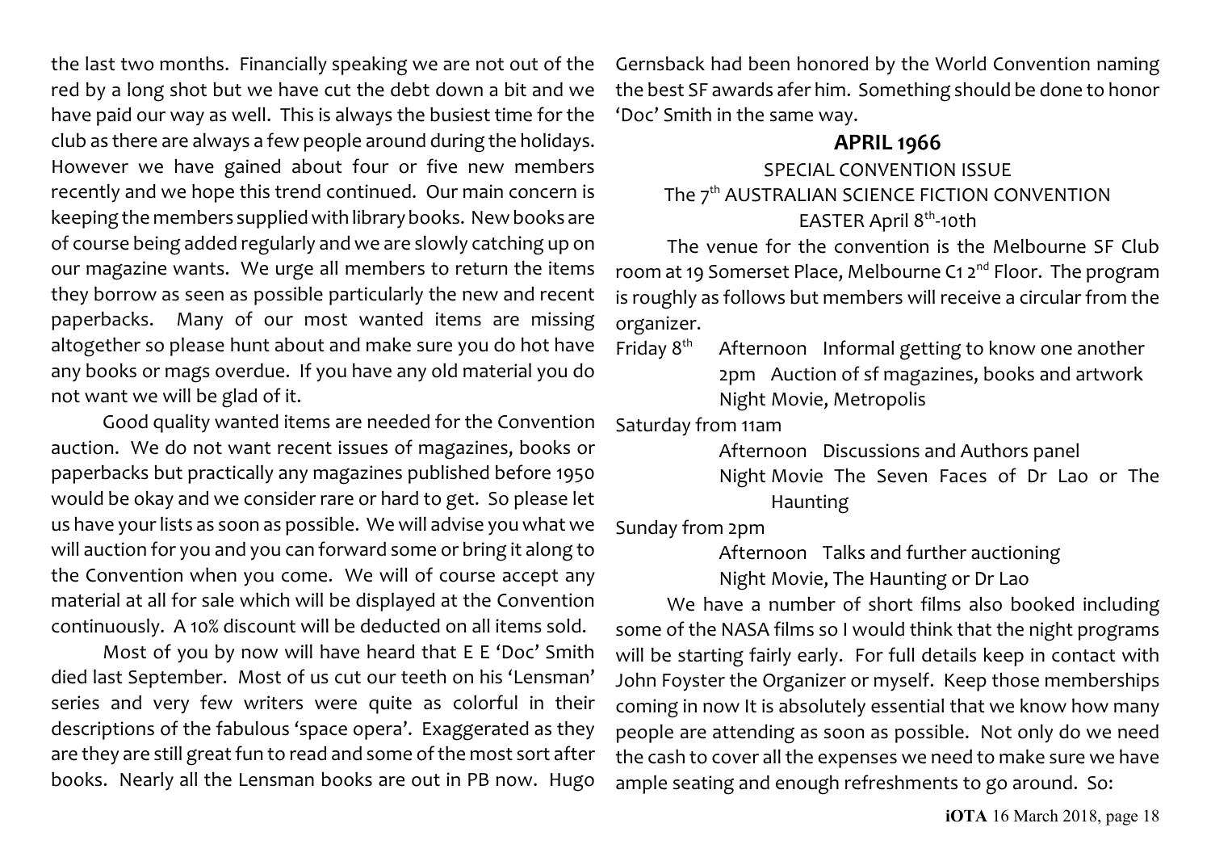the last two months. Financially speaking we are not out of the red by a long shot but we have cut the debt down a bit and we have paid our way as well. This is always the busiest time for the club as there are always a few people around during the holidays. However we have gained about four or five new members recently and we hope this trend continued. Our main concern is keeping the members supplied with library books. New books are of course being added regularly and we are slowly catching up on our magazine wants. We urge all members to return the items they borrow as seen as possible particularly the new and recent paperbacks. Many of our most wanted items are missing altogether so please hunt about and make sure you do hot have any books or mags overdue. If you have any old material you do not want we will be glad of it.

Good quality wanted items are needed for the Convention auction. We do not want recent issues of magazines, books or paperbacks but practically any magazines published before 1950 would be okay and we consider rare or hard to get. So please let us have your lists as soon as possible. We will advise you what we will auction for you and you can forward some or bring it along to the Convention when you come. We will of course accept any material at all for sale which will be displayed at the Convention continuously. A 10% discount will be deducted on all items sold.

Most of you by now will have heard that E E 'Doc' Smith died last September. Most of us cut our teeth on his 'Lensman' series and very few writers were quite as colorful in their descriptions of the fabulous 'space opera'. Exaggerated as they are they are still great fun to read and some of the most sort after books. Nearly all the Lensman books are out in PB now. Hugo Gernsback had been honored by the World Convention naming the best SF awards afer him. Something should be done to honor 'Doc' Smith in the same way.

## APRIL 1966

SPECIAL CONVENTION ISSUE

The 7th AUSTRALIAN SCIENCE FICTION CONVENTION

EASTER April 8th-10th

The venue for the convention is the Melbourne SF Club room at 19 Somerset Place, Melbourne C1 2nd Floor. The program is roughly as follows but members will receive a circular from the organizer.

Friday 8th
- Afternoon Informal getting to know one another
- 2pm Auction of sf magazines, books and artwork
- Night Movie, Metropolis

Saturday from 11am
- Afternoon Discussions and Authors panel
- Night Movie The Seven Faces of Dr Lao or The Haunting

Sunday from 2pm
- Afternoon Talks and further auctioning
- Night Movie, The Haunting or Dr Lao

We have a number of short films also booked including some of the NASA films so I would think that the night programs will be starting fairly early. For full details keep in contact with John Foyster the Organizer or myself. Keep those memberships coming in now It is absolutely essential that we know how many people are attending as soon as possible. Not only do we need the cash to cover all the expenses we need to make sure we have ample seating and enough refreshments to go around. So: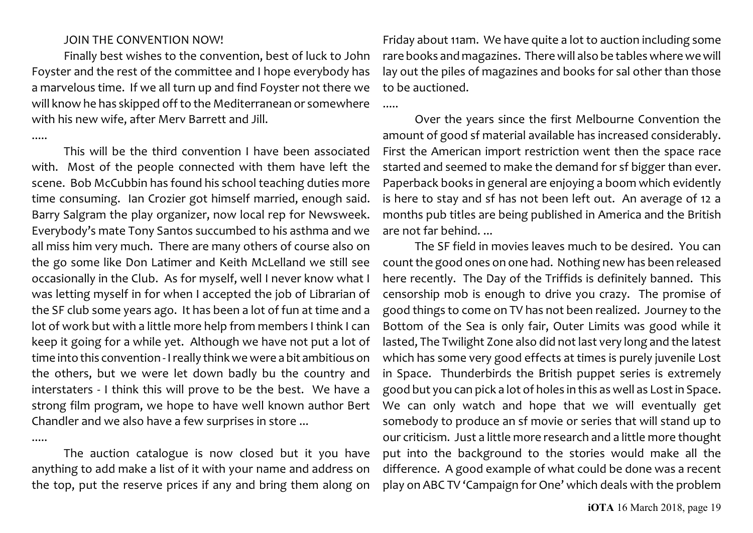JOIN THE CONVENTION NOW!

Finally best wishes to the convention, best of luck to John Foyster and the rest of the committee and I hope everybody has a marvelous time. If we all turn up and find Foyster not there we will know he has skipped off to the Mediterranean or somewhere with his new wife, after Merv Barrett and Jill.

.....

This will be the third convention I have been associated with. Most of the people connected with them have left the scene. Bob McCubbin has found his school teaching duties more time consuming. Ian Crozier got himself married, enough said. Barry Salgram the play organizer, now local rep for Newsweek. Everybody's mate Tony Santos succumbed to his asthma and we all miss him very much. There are many others of course also on the go some like Don Latimer and Keith McLelland we still see occasionally in the Club. As for myself, well I never know what I was letting myself in for when I accepted the job of Librarian of the SF club some years ago. It has been a lot of fun at time and a lot of work but with a little more help from members I think I can keep it going for a while yet. Although we have not put a lot of time into this convention - I really think we were a bit ambitious on the others, but we were let down badly bu the country and interstaters - I think this will prove to be the best. We have a strong film program, we hope to have well known author Bert Chandler and we also have a few surprises in store ...

.....

The auction catalogue is now closed but it you have anything to add make a list of it with your name and address on the top, put the reserve prices if any and bring them along on Friday about 11am. We have quite a lot to auction including some rare books and magazines. There will also be tables where we will lay out the piles of magazines and books for sal other than those to be auctioned.

.....

Over the years since the first Melbourne Convention the amount of good sf material available has increased considerably. First the American import restriction went then the space race started and seemed to make the demand for sf bigger than ever. Paperback books in general are enjoying a boom which evidently is here to stay and sf has not been left out. An average of 12 a months pub titles are being published in America and the British are not far behind. ...

The SF field in movies leaves much to be desired. You can count the good ones on one had. Nothing new has been released here recently. The Day of the Triffids is definitely banned. This censorship mob is enough to drive you crazy. The promise of good things to come on TV has not been realized. Journey to the Bottom of the Sea is only fair, Outer Limits was good while it lasted, The Twilight Zone also did not last very long and the latest which has some very good effects at times is purely juvenile Lost in Space. Thunderbirds the British puppet series is extremely good but you can pick a lot of holes in this as well as Lost in Space. We can only watch and hope that we will eventually get somebody to produce an sf movie or series that will stand up to our criticism. Just a little more research and a little more thought put into the background to the stories would make all the difference. A good example of what could be done was a recent play on ABC TV 'Campaign for One' which deals with the problem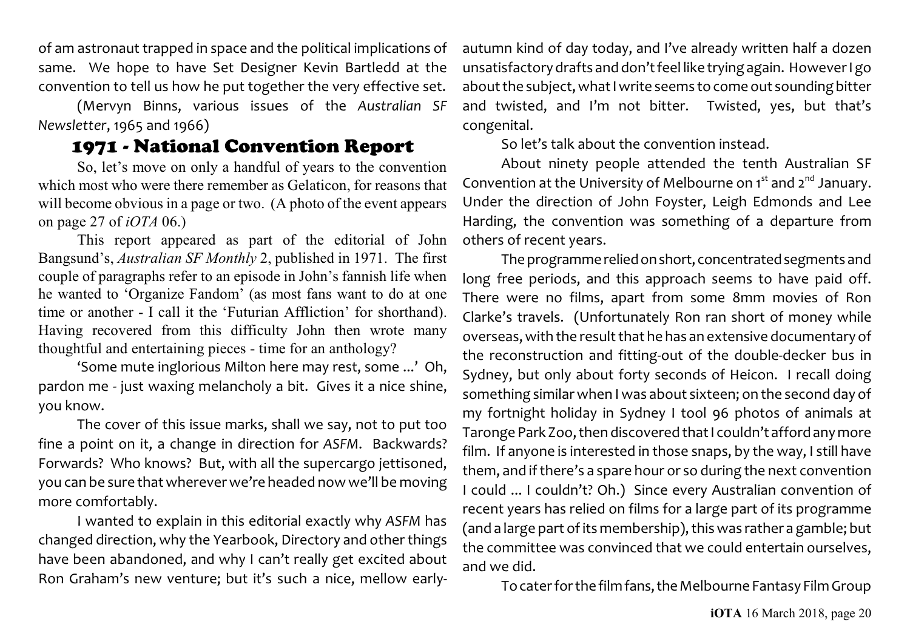of am astronaut trapped in space and the political implications of same. We hope to have Set Designer Kevin Bartledd at the convention to tell us how he put together the very effective set.

(Mervyn Binns, various issues of the *Australian SF Newsletter*, 1965 and 1966)

## 1971 - National Convention Report

So, let's move on only a handful of years to the convention which most who were there remember as Gelaticon, for reasons that will become obvious in a page or two. (A photo of the event appears on page 27 of *iOTA* 06.)

This report appeared as part of the editorial of John Bangsund's, *Australian SF Monthly* 2, published in 1971. The first couple of paragraphs refer to an episode in John's fannish life when he wanted to 'Organize Fandom' (as most fans want to do at one time or another - I call it the 'Futurian Affliction' for shorthand). Having recovered from this difficulty John then wrote many thoughtful and entertaining pieces - time for an anthology?

'Some mute inglorious Milton here may rest, some ...' Oh, pardon me - just waxing melancholy a bit. Gives it a nice shine, you know.

The cover of this issue marks, shall we say, not to put too fine a point on it, a change in direction for *ASFM*. Backwards? Forwards? Who knows? But, with all the supercargo jettisoned, you can be sure that wherever we're headed now we'll be moving more comfortably.

I wanted to explain in this editorial exactly why *ASFM* has changed direction, why the Yearbook, Directory and other things have been abandoned, and why I can't really get excited about Ron Graham's new venture; but it's such a nice, mellow early-autumn kind of day today, and I've already written half a dozen unsatisfactory drafts and don't feel like trying again. However I go about the subject, what I write seems to come out sounding bitter and twisted, and I'm not bitter. Twisted, yes, but that's congenital.

So let's talk about the convention instead.

About ninety people attended the tenth Australian SF Convention at the University of Melbourne on 1st and 2nd January. Under the direction of John Foyster, Leigh Edmonds and Lee Harding, the convention was something of a departure from others of recent years.

The programme relied on short, concentrated segments and long free periods, and this approach seems to have paid off. There were no films, apart from some 8mm movies of Ron Clarke's travels. (Unfortunately Ron ran short of money while overseas, with the result that he has an extensive documentary of the reconstruction and fitting-out of the double-decker bus in Sydney, but only about forty seconds of Heicon. I recall doing something similar when I was about sixteen; on the second day of my fortnight holiday in Sydney I tool 96 photos of animals at Taronge Park Zoo, then discovered that I couldn't afford any more film. If anyone is interested in those snaps, by the way, I still have them, and if there's a spare hour or so during the next convention I could ... I couldn't? Oh.) Since every Australian convention of recent years has relied on films for a large part of its programme (and a large part of its membership), this was rather a gamble; but the committee was convinced that we could entertain ourselves, and we did.

To cater for the film fans, the Melbourne Fantasy Film Group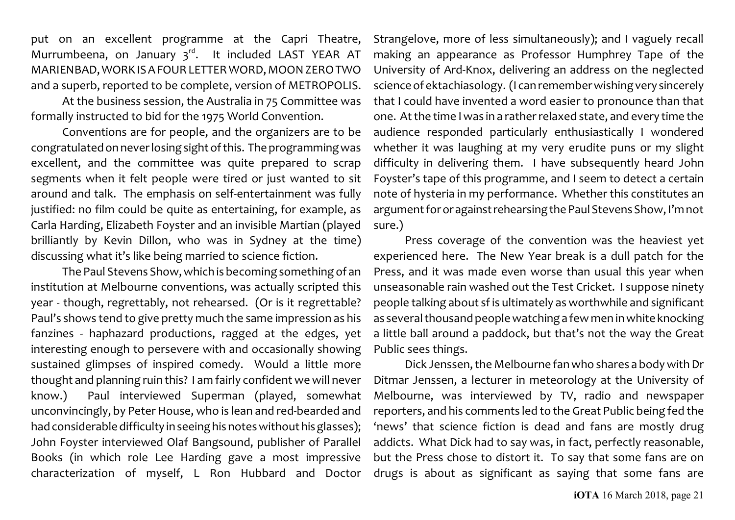put on an excellent programme at the Capri Theatre, Murrumbeena, on January 3rd. It included LAST YEAR AT MARIENBAD, WORK IS A FOUR LETTER WORD, MOON ZERO TWO and a superb, reported to be complete, version of METROPOLIS.

At the business session, the Australia in 75 Committee was formally instructed to bid for the 1975 World Convention.

Conventions are for people, and the organizers are to be congratulated on never losing sight of this. The programming was excellent, and the committee was quite prepared to scrap segments when it felt people were tired or just wanted to sit around and talk. The emphasis on self-entertainment was fully justified: no film could be quite as entertaining, for example, as Carla Harding, Elizabeth Foyster and an invisible Martian (played brilliantly by Kevin Dillon, who was in Sydney at the time) discussing what it's like being married to science fiction.

The Paul Stevens Show, which is becoming something of an institution at Melbourne conventions, was actually scripted this year - though, regrettably, not rehearsed. (Or is it regrettable? Paul's shows tend to give pretty much the same impression as his fanzines - haphazard productions, ragged at the edges, yet interesting enough to persevere with and occasionally showing sustained glimpses of inspired comedy. Would a little more thought and planning ruin this? I am fairly confident we will never know.) Paul interviewed Superman (played, somewhat unconvincingly, by Peter House, who is lean and red-bearded and had considerable difficulty in seeing his notes without his glasses); John Foyster interviewed Olaf Bangsound, publisher of Parallel Books (in which role Lee Harding gave a most impressive characterization of myself, L Ron Hubbard and Doctor Strangelove, more of less simultaneously); and I vaguely recall making an appearance as Professor Humphrey Tape of the University of Ard-Knox, delivering an address on the neglected science of ektachiasology. (I can remember wishing very sincerely that I could have invented a word easier to pronounce than that one. At the time I was in a rather relaxed state, and every time the audience responded particularly enthusiastically I wondered whether it was laughing at my very erudite puns or my slight difficulty in delivering them. I have subsequently heard John Foyster's tape of this programme, and I seem to detect a certain note of hysteria in my performance. Whether this constitutes an argument for or against rehearsing the Paul Stevens Show, I'm not sure.)

Press coverage of the convention was the heaviest yet experienced here. The New Year break is a dull patch for the Press, and it was made even worse than usual this year when unseasonable rain washed out the Test Cricket. I suppose ninety people talking about sf is ultimately as worthwhile and significant as several thousand people watching a few men in white knocking a little ball around a paddock, but that's not the way the Great Public sees things.

Dick Jenssen, the Melbourne fan who shares a body with Dr Ditmar Jenssen, a lecturer in meteorology at the University of Melbourne, was interviewed by TV, radio and newspaper reporters, and his comments led to the Great Public being fed the 'news' that science fiction is dead and fans are mostly drug addicts. What Dick had to say was, in fact, perfectly reasonable, but the Press chose to distort it. To say that some fans are on drugs is about as significant as saying that some fans are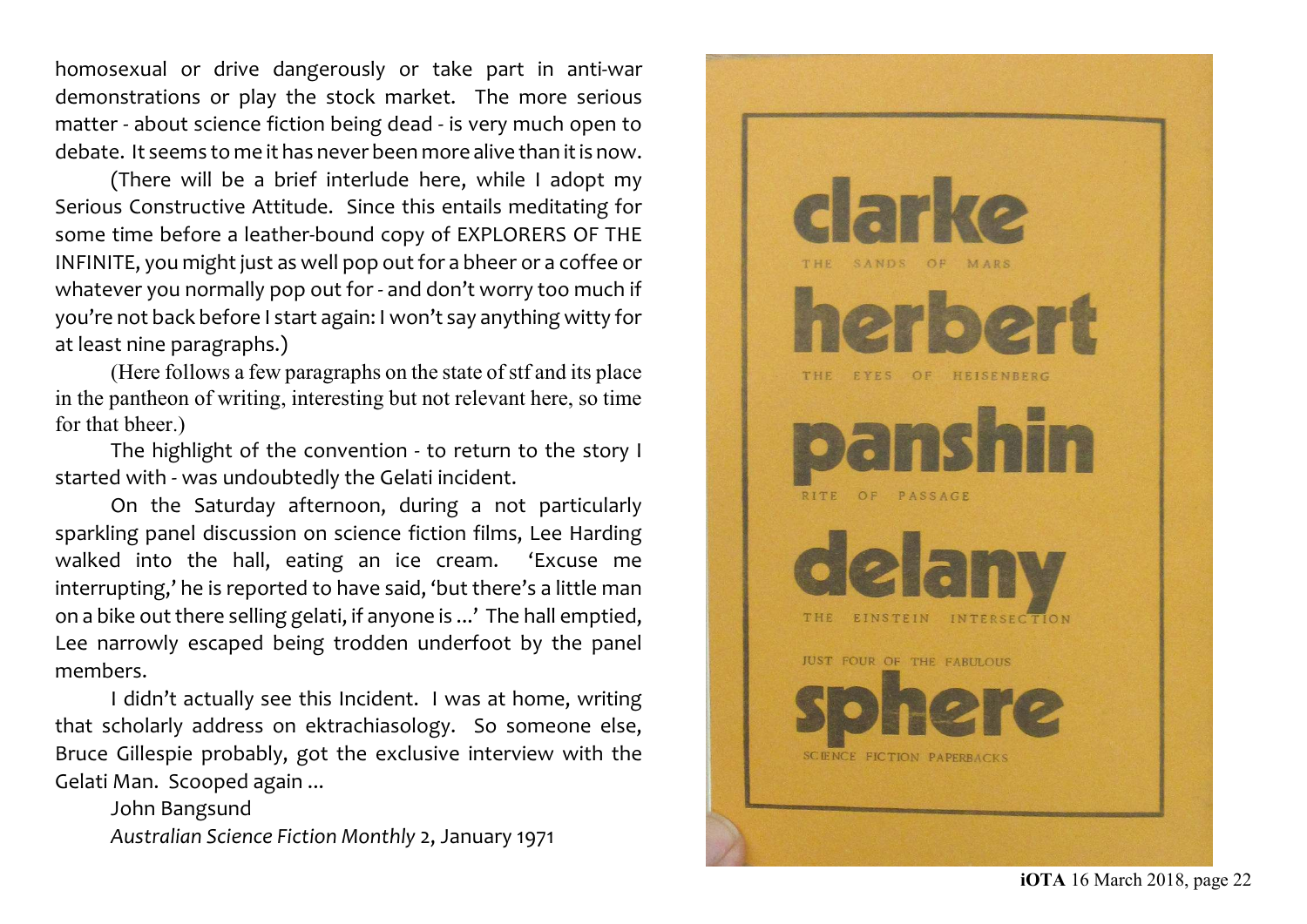homosexual or drive dangerously or take part in anti-war demonstrations or play the stock market. The more serious matter - about science fiction being dead - is very much open to debate. It seems to me it has never been more alive than it is now.

(There will be a brief interlude here, while I adopt my Serious Constructive Attitude. Since this entails meditating for some time before a leather-bound copy of EXPLORERS OF THE INFINITE, you might just as well pop out for a bheer or a coffee or whatever you normally pop out for - and don't worry too much if you're not back before I start again: I won't say anything witty for at least nine paragraphs.)

(Here follows a few paragraphs on the state of stf and its place in the pantheon of writing, interesting but not relevant here, so time for that bheer.)

The highlight of the convention - to return to the story I started with - was undoubtedly the Gelati incident.

On the Saturday afternoon, during a not particularly sparkling panel discussion on science fiction films, Lee Harding walked into the hall, eating an ice cream. 'Excuse me interrupting,' he is reported to have said, 'but there's a little man on a bike out there selling gelati, if anyone is ...' The hall emptied, Lee narrowly escaped being trodden underfoot by the panel members.

I didn't actually see this Incident. I was at home, writing that scholarly address on ektrachiasology. So someone else, Bruce Gillespie probably, got the exclusive interview with the Gelati Man. Scooped again ...

John Bangsund

*Australian Science Fiction Monthly* 2, January 1971

clarke

THE SANDS OF MARS

herbert

THE EYES OF HEISENBERG

panshin

RITE OF PASSAGE

delany

THE EINSTEIN INTERSECTION

JUST FOUR OF THE FABULOUS

sphere

SCIENCE FICTION PAPERBACKS